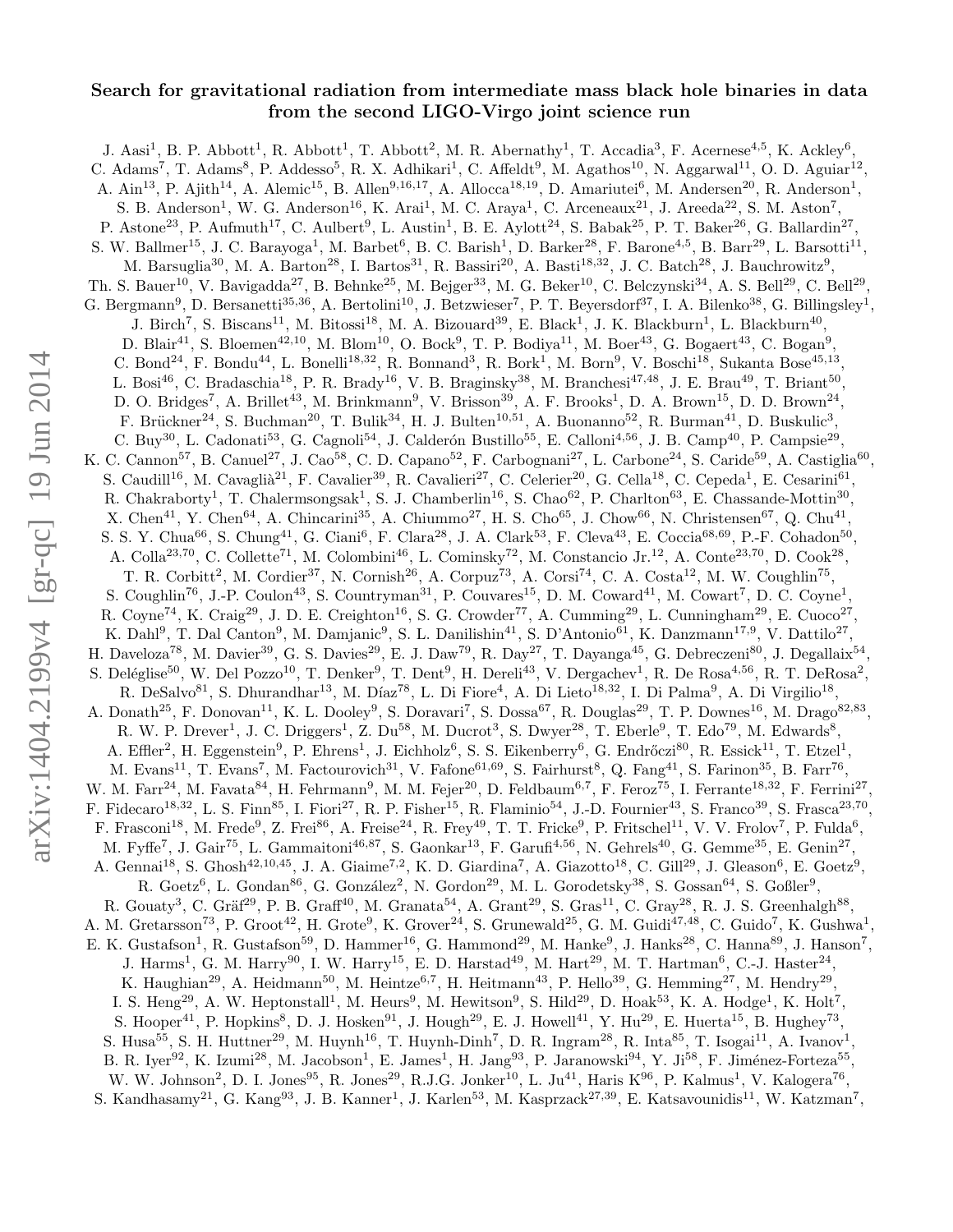# Search for gravitational radiation from intermediate mass black hole binaries in data from the second LIGO-Virgo joint science run

J. Aasi[1], B. P. Abbott[1], R. Abbott[1], T. Abbott[2], M. R. Abernathy[1], T. Accadia[3], F. Acernese[4,5], K. Ackley[6], C. Adams[7], T. Adams[8], P. Addesso[5], R. X. Adhikari[1], C. Affeldt[9], M. Agathos[10], N. Aggarwal[11], O. D. Aguiar[12], A. Ain[13], P. Ajith[14], A. Alemic[15], B. Allen[9,16,17], A. Allocca[18,19], D. Amariutei[6], M. Andersen[20], R. Anderson[1], S. B. Anderson[1], W. G. Anderson[16], K. Arai[1], M. C. Araya[1], C. Arceneaux[21], J. Areeda[22], S. M. Aston[7], P. Astone[23], P. Aufmuth[17], C. Aulbert[9], L. Austin[1], B. E. Aylott[24], S. Babak[25], P. T. Baker[26], G. Ballardin[27], S. W. Ballmer[15], J. C. Barayoga[1], M. Barbet[6], B. C. Barish[1], D. Barker[28], F. Barone[4,5], B. Barr[29], L. Barsotti[11], M. Barsuglia[30], M. A. Barton[28], I. Bartos[31], R. Bassiri[20], A. Basti[18,32], J. C. Batch[28], J. Bauchrowitz[9], Th. S. Bauer[10], V. Bavigadda[27], B. Behnke[25], M. Bejger[33], M. G. Beker[10], C. Belczynski[34], A. S. Bell[29], C. Bell[29], G. Bergmann[9], D. Bersanetti[35,36], A. Bertolini[10], J. Betzwieser[7], P. T. Beyersdorf[37], I. A. Bilenko[38], G. Billingsley[1], J. Birch[7], S. Biscans[11], M. Bitossi[18], M. A. Bizouard[39], E. Black[1], J. K. Blackburn[1], L. Blackburn[40], D. Blair[41], S. Bloemen[42,10], M. Blom[10], O. Bock[9], T. P. Bodiya[11], M. Boer[43], G. Bogaert[43], C. Bogan[9], C. Bond[24], F. Bondu[44], L. Bonelli[18,32], R. Bonnand[3], R. Bork[1], M. Born[9], V. Boschi[18], Sukanta Bose[45,13], L. Bosi[46], C. Bradaschia[18], P. R. Brady[16], V. B. Braginsky[38], M. Branchesi[47,48], J. E. Brau[49], T. Briant[50], D. O. Bridges[7], A. Brillet[43], M. Brinkmann[9], V. Brisson[39], A. F. Brooks[1], D. A. Brown[15], D. D. Brown[24], F. Brückner[24], S. Buchman[20], T. Bulik[34], H. J. Bulten[10,51], A. Buonanno[52], R. Burman[41], D. Buskulic[3], C. Buy[30], L. Cadonati[53], G. Cagnoli[54], J. Calderón Bustillo[55], E. Calloni[4,56], J. B. Camp[40], P. Campsie[29], K. C. Cannon[57], B. Canuel[27], J. Cao[58], C. D. Capano[52], F. Carbognani[27], L. Carbone[24], S. Caride[59], A. Castiglia[60], S. Caudill[16], M. Cavaglià[21], F. Cavalier[39], R. Cavalieri[27], C. Celerier[20], G. Cella[18], C. Cepeda[1], E. Cesarini[61], R. Chakraborty[1], T. Chalermsongsak[1], S. J. Chamberlin[16], S. Chao[62], P. Charlton[63], E. Chassande-Mottin[30], X. Chen[41], Y. Chen[64], A. Chincarini[35], A. Chiummo[27], H. S. Cho[65], J. Chow[66], N. Christensen[67], Q. Chu[41], S. S. Y. Chua[66], S. Chung[41], G. Ciani[6], F. Clara[28], J. A. Clark[53], F. Cleva[43], E. Coccia[68,69], P.-F. Cohadon[50], A. Colla[23,70], C. Collette[71], M. Colombini[46], L. Cominsky[72], M. Constancio Jr.[12], A. Conte[23,70], D. Cook[28], T. R. Corbitt[2], M. Cordier[37], N. Cornish[26], A. Corpuz[73], A. Corsi[74], C. A. Costa[12], M. W. Coughlin[75], S. Coughlin[76], J.-P. Coulon[43], S. Countryman[31], P. Couvares[15], D. M. Coward[41], M. Cowart[7], D. C. Coyne[1], R. Coyne[74], K. Craig[29], J. D. E. Creighton[16], S. G. Crowder[77], A. Cumming[29], L. Cunningham[29], E. Cuoco[27], K. Dahl[9], T. Dal Canton[9], M. Damjanic[9], S. L. Danilishin[41], S. D'Antonio[61], K. Danzmann[17,9], V. Dattilo[27], H. Daveloza[78], M. Davier[39], G. S. Davies[29], E. J. Daw[79], R. Day[27], T. Dayanga[45], G. Debreczeni[80], J. Degallaix[54], S. Deléglise[50], W. Del Pozzo[10], T. Denker[9], T. Dent[9], H. Dereli[43], V. Dergachev[1], R. De Rosa[4,56], R. T. DeRosa[2], R. DeSalvo[81], S. Dhurandhar[13], M. Díaz[78], L. Di Fiore[4], A. Di Lieto[18,32], I. Di Palma[9], A. Di Virgilio[18], A. Donath[25], F. Donovan[11], K. L. Dooley[9], S. Doravari[7], S. Dossa[67], R. Douglas[29], T. P. Downes[16], M. Drago[82,83], R. W. P. Drever[1], J. C. Driggers[1], Z. Du[58], M. Ducrot[3], S. Dwyer[28], T. Eberle[9], T. Edo[79], M. Edwards[8], A. Effler[2], H. Eggenstein[9], P. Ehrens[1], J. Eichholz[6], S. S. Eikenberry[6], G. Endrőczi[80], R. Essick[11], T. Etzel[1], M. Evans[11], T. Evans[7], M. Factourovich[31], V. Fafone[61,69], S. Fairhurst[8], Q. Fang[41], S. Farinon[35], B. Farr[76], W. M. Farr[24], M. Favata[84], H. Fehrmann[9], M. M. Fejer[20], D. Feldbaum[6,7], F. Feroz[75], I. Ferrante[18,32], F. Ferrini[27], F. Fidecaro[18,32], L. S. Finn[85], I. Fiori[27], R. P. Fisher[15], R. Flaminio[54], J.-D. Fournier[43], S. Franco[39], S. Frasca[23,70], F. Frasconi[18], M. Frede[9], Z. Frei[86], A. Freise[24], R. Frey[49], T. T. Fricke[9], P. Fritschel[11], V. V. Frolov[7], P. Fulda[6], M. Fyffe[7], J. Gair[75], L. Gammaitoni[46,87], S. Gaonkar[13], F. Garufi[4,56], N. Gehrels[40], G. Gemme[35], E. Genin[27], A. Gennai[18], S. Ghosh[42,10,45], J. A. Giaime[7,2], K. D. Giardina[7], A. Giazotto[18], C. Gill[29], J. Gleason[6], E. Goetz[9], R. Goetz[6], L. Gondan[86], G. González[2], N. Gordon[29], M. L. Gorodetsky[38], S. Gossan[64], S. Goßler[9], R. Gouaty[3], C. Gräf[29], P. B. Graff[40], M. Granata[54], A. Grant[29], S. Gras[11], C. Gray[28], R. J. S. Greenhalgh[88], A. M. Gretarsson[73], P. Groot[42], H. Grote[9], K. Grover[24], S. Grunewald[25], G. M. Guidi[47,48], C. Guido[7], K. Gushwa[1], E. K. Gustafson[1], R. Gustafson[59], D. Hammer[16], G. Hammond[29], M. Hanke[9], J. Hanks[28], C. Hanna[89], J. Hanson[7], J. Harms[1], G. M. Harry[90], I. W. Harry[15], E. D. Harstad[49], M. Hart[29], M. T. Hartman[6], C.-J. Haster[24], K. Haughian[29], A. Heidmann[50], M. Heintze[6,7], H. Heitmann[43], P. Hello[39], G. Hemming[27], M. Hendry[29], I. S. Heng[29], A. W. Heptonstall[1], M. Heurs[9], M. Hewitson[9], S. Hild[29], D. Hoak[53], K. A. Hodge[1], K. Holt[7], S. Hooper[41], P. Hopkins[8], D. J. Hosken[91], J. Hough[29], E. J. Howell[41], Y. Hu[29], E. Huerta[15], B. Hughey[73], S. Husa[55], S. H. Huttner[29], M. Huynh[16], T. Huynh-Dinh[7], D. R. Ingram[28], R. Inta[85], T. Isogai[11], A. Ivanov[1], B. R. Iyer[92], K. Izumi[28], M. Jacobson[1], E. James[1], H. Jang[93], P. Jaranowski[94], Y. Ji[58], F. Jiménez-Forteza[55], W. W. Johnson[2], D. I. Jones[95], R. Jones[29], R.J.G. Jonker[10], L. Ju[41], Haris K[96], P. Kalmus[1], V. Kalogera[76], S. Kandhasamy[21], G. Kang[93], J. B. Kanner[1], J. Karlen[53], M. Kasprzack[27,39], E. Katsavounidis[11], W. Katzman[7],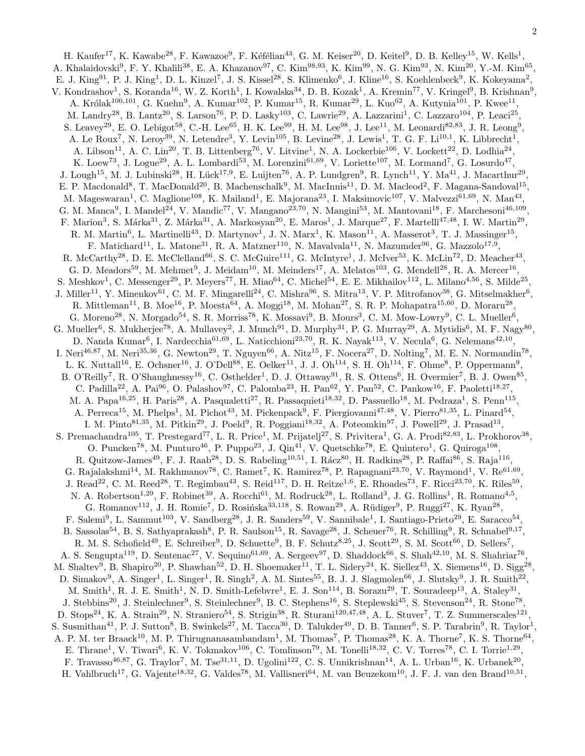H. Kaufer[17], K. Kawabe[28], F. Kawazoe[9], F. Kéfélian[43], G. M. Keiser[20], D. Keitel[9], D. B. Kelley[15], W. Kells[1], A. Khalaidovski[9], F. Y. Khalili[38], E. A. Khazanov[97], C. Kim[98,93], K. Kim[99], N. G. Kim[93], N. Kim[20], Y.-M. Kim[65], E. J. King[91], P. J. King[1], D. L. Kinzel[7], J. S. Kissel[28], S. Klimenko[6], J. Kline[16], S. Koehlenbeck[9], K. Kokeyama[2], V. Kondrashov[1], S. Koranda[16], W. Z. Korth[1], I. Kowalska[34], D. B. Kozak[1], A. Kremin[77], V. Kringel[9], B. Krishnan[9], A. Królak[100,101], G. Kuehn[9], A. Kumar[102], P. Kumar[15], R. Kumar[29], L. Kuo[62], A. Kutynia[101], P. Kwee[11], M. Landry[28], B. Lantz[20], S. Larson[76], P. D. Lasky[103], C. Lawrie[29], A. Lazzarini[1], C. Lazzaro[104], P. Leaci[25], S. Leavey[29], E. O. Lebigot[58], C.-H. Lee[65], H. K. Lee[99], H. M. Lee[98], J. Lee[11], M. Leonardi[82,83], J. R. Leong[9], A. Le Roux[7], N. Leroy[39], N. Letendre[3], Y. Levin[105], B. Levine[28], J. Lewis[1], T. G. F. Li[10,1], K. Libbrecht[1], A. Libson[11], A. C. Lin[20], T. B. Littenberg[76], V. Litvine[1], N. A. Lockerbie[106], V. Lockett[22], D. Lodhia[24], K. Loew[73], J. Logue[29], A. L. Lombardi[53], M. Lorenzini[61,69], V. Loriette[107], M. Lormand[7], G. Losurdo[47], J. Lough[15], M. J. Lubinski[28], H. Lück[17,9], E. Luijten[76], A. P. Lundgren[9], R. Lynch[11], Y. Ma[41], J. Macarthur[29], E. P. Macdonald[8], T. MacDonald[20], B. Machenschalk[9], M. MacInnis[11], D. M. Macleod[2], F. Magana-Sandoval[15], M. Mageswaran[1], C. Maglione[108], K. Mailand[1], E. Majorana[23], I. Maksimovic[107], V. Malvezzi[61,69], N. Man[43], G. M. Manca[9], I. Mandel[24], V. Mandic[77], V. Mangano[23,70], N. Mangini[53], M. Mantovani[18], F. Marchesoni[46,109], F. Marion[3], S. Márka[31], Z. Márka[31], A. Markosyan[20], E. Maros[1], J. Marque[27], F. Martelli[47,48], I. W. Martin[29], R. M. Martin[6], L. Martinelli[43], D. Martynov[1], J. N. Marx[1], K. Mason[11], A. Masserot[3], T. J. Massinger[15], F. Matichard[11], L. Matone[31], R. A. Matzner[110], N. Mavalvala[11], N. Mazumder[96], G. Mazzolo[17,9], R. McCarthy[28], D. E. McClelland[66], S. C. McGuire[111], G. McIntyre[1], J. McIver[53], K. McLin[72], D. Meacher[43], G. D. Meadors[59], M. Mehmet[9], J. Meidam[10], M. Meinders[17], A. Melatos[103], G. Mendell[28], R. A. Mercer[16], S. Meshkov[1], C. Messenger[29], P. Meyers[77], H. Miao[64], C. Michel[54], E. E. Mikhailov[112], L. Milano[4,56], S. Milde[25], J. Miller[11], Y. Minenkov[61], C. M. F. Mingarelli[24], C. Mishra[96], S. Mitra[13], V. P. Mitrofanov[38], G. Mitselmakher[6], R. Mittleman[11], B. Moe[16], P. Moesta[64], A. Moggi[18], M. Mohan[27], S. R. P. Mohapatra[15,60], D. Moraru[28], G. Moreno[28], N. Morgado[54], S. R. Morriss[78], K. Mossavi[9], B. Mours[3], C. M. Mow-Lowry[9], C. L. Mueller[6], G. Mueller[6], S. Mukherjee[78], A. Mullavey[2], J. Munch[91], D. Murphy[31], P. G. Murray[29], A. Mytidis[6], M. F. Nagy[80], D. Nanda Kumar[6], I. Nardecchia[61,69], L. Naticchioni[23,70], R. K. Nayak[113], V. Necula[6], G. Nelemans[42,10], I. Neri[46,87], M. Neri[35,36], G. Newton[29], T. Nguyen[66], A. Nitz[15], F. Nocera[27], D. Nolting[7], M. E. N. Normandin[78], L. K. Nuttall[16], E. Ochsner[16], J. O'Dell[88], E. Oelker[11], J. J. Oh[114], S. H. Oh[114], F. Ohme[8], P. Oppermann[9], B. O'Reilly[7], R. O'Shaughnessy[16], C. Osthelder[1], D. J. Ottaway[91], R. S. Ottens[6], H. Overmier[7], B. J. Owen[85], C. Padilla[22], A. Pai[96], O. Palashov[97], C. Palomba[23], H. Pan[62], Y. Pan[52], C. Pankow[16], F. Paoletti[18,27], M. A. Papa[16,25], H. Paris[28], A. Pasqualetti[27], R. Passaquieti[18,32], D. Passuello[18], M. Pedraza[1], S. Penn[115], A. Perreca[15], M. Phelps[1], M. Pichot[43], M. Pickenpack[9], F. Piergiovanni[47,48], V. Pierro[81,35], L. Pinard[54], I. M. Pinto[81,35], M. Pitkin[29], J. Poeld[9], R. Poggiani[18,32], A. Poteomkin[97], J. Powell[29], J. Prasad[13], S. Premachandra[105], T. Prestegard[77], L. R. Price[1], M. Prijatelj[27], S. Privitera[1], G. A. Prodi[82,83], L. Prokhorov[38], O. Puncken[78], M. Punturo[46], P. Puppo[23], J. Qin[41], V. Quetschke[78], E. Quintero[1], G. Quiroga[108], R. Quitzow-James[49], F. J. Raab[28], D. S. Rabeling[10,51], I. Rácz[80], H. Radkins[28], P. Raffai[86], S. Raja[116], G. Rajalakshmi[14], M. Rakhmanov[78], C. Ramet[7], K. Ramirez[78], P. Rapagnani[23,70], V. Raymond[1], V. Re[61,69], J. Read[22], C. M. Reed[28], T. Regimbau[43], S. Reid[117], D. H. Reitze[1,6], E. Rhoades[73], F. Ricci[23,70], K. Riles[59], N. A. Robertson[1,29], F. Robinet[39], A. Rocchi[61], M. Rodruck[28], L. Rolland[3], J. G. Rollins[1], R. Romano[4,5], G. Romanov[112], J. H. Romie[7], D. Rosińska[33,118], S. Rowan[29], A. Rüdiger[9], P. Ruggi[27], K. Ryan[28], F. Salemi[9], L. Sammut[103], V. Sandberg[28], J. R. Sanders[59], V. Sannibale[1], I. Santiago-Prieto[29], E. Saracco[54], B. Sassolas[54], B. S. Sathyaprakash[8], P. R. Saulson[15], R. Savage[28], J. Scheuer[76], R. Schilling[9], R. Schnabel[9,17], R. M. S. Schofield[49], E. Schreiber[9], D. Schuette[9], B. F. Schutz[8,25], J. Scott[29], S. M. Scott[66], D. Sellers[7], A. S. Sengupta[119], D. Sentenac[27], V. Sequino[61,69], A. Sergeev[97], D. Shaddock[66], S. Shah[42,10], M. S. Shahriar[76], M. Shaltev[9], B. Shapiro[20], P. Shawhan[52], D. H. Shoemaker[11], T. L. Sidery[24], K. Siellez[43], X. Siemens[16], D. Sigg[28], D. Simakov[9], A. Singer[1], L. Singer[1], R. Singh[2], A. M. Sintes[55], B. J. J. Slagmolen[66], J. Slutsky[9], J. R. Smith[22], M. Smith[1], R. J. E. Smith[1], N. D. Smith-Lefebvre[1], E. J. Son[114], B. Sorazu[29], T. Souradeep[13], A. Staley[31], J. Stebbins[20], J. Steinlechner[9], S. Steinlechner[9], B. C. Stephens[16], S. Steplewski[45], S. Stevenson[24], R. Stone[78], D. Stops[24], K. A. Strain[29], N. Straniero[54], S. Strigin[38], R. Sturani[120,47,48], A. L. Stuver[7], T. Z. Summerscales[121], S. Susmithan[41], P. J. Sutton[8], B. Swinkels[27], M. Tacca[30], D. Talukder[49], D. B. Tanner[6], S. P. Tarabrin[9], R. Taylor[1], A. P. M. ter Braack[10], M. P. Thirugnanasambandam[1], M. Thomas[7], P. Thomas[28], K. A. Thorne[7], K. S. Thorne[64], E. Thrane[1], V. Tiwari[6], K. V. Tokmakov[106], C. Tomlinson[79], M. Tonelli[18,32], C. V. Torres[78], C. I. Torrie[1,29], F. Travasso[46,87], G. Traylor[7], M. Tse[31,11], D. Ugolini[122], C. S. Unnikrishnan[14], A. L. Urban[16], K. Urbanek[20], H. Vahlbruch[17], G. Vajente[18,32], G. Valdes[78], M. Vallisneri[64], M. van Beuzekom[10], J. F. J. van den Brand[10,51],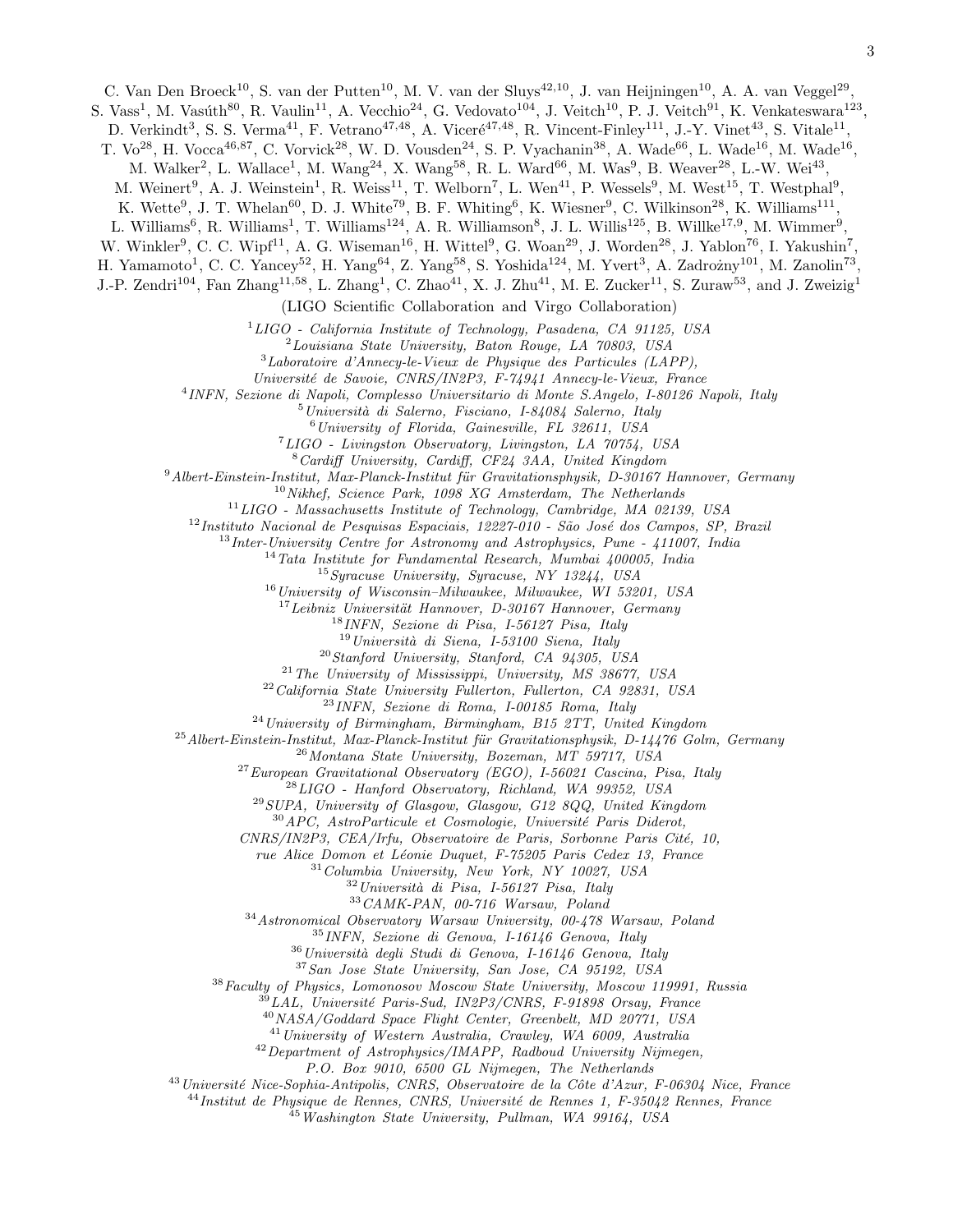C. Van Den Broeck[10], S. van der Putten[10], M. V. van der Sluys[42,10], J. van Heijningen[10], A. A. van Veggel[29], S. Vass[1], M. Vasúth[80], R. Vaulin[11], A. Vecchio[24], G. Vedovato[104], J. Veitch[10], P. J. Veitch[91], K. Venkateswara[123], D. Verkindt[3], S. S. Verma[41], F. Vetrano[47,48], A. Viceré[47,48], R. Vincent-Finley[111], J.-Y. Vinet[43], S. Vitale[11], T. Vo[28], H. Vocca[46,87], C. Vorvick[28], W. D. Vousden[24], S. P. Vyachanin[38], A. Wade[66], L. Wade[16], M. Wade[16], M. Walker[2], L. Wallace[1], M. Wang[24], X. Wang[58], R. L. Ward[66], M. Was[9], B. Weaver[28], L.-W. Wei[43], M. Weinert[9], A. J. Weinstein[1], R. Weiss[11], T. Welborn[7], L. Wen[41], P. Wessels[9], M. West[15], T. Westphal[9], K. Wette[9], J. T. Whelan[60], D. J. White[79], B. F. Whiting[6], K. Wiesner[9], C. Wilkinson[28], K. Williams[111], L. Williams[6], R. Williams[1], T. Williams[124], A. R. Williamson[8], J. L. Willis[125], B. Willke[17,9], M. Wimmer[9], W. Winkler[9], C. C. Wipf[11], A. G. Wiseman[16], H. Wittel[9], G. Woan[29], J. Worden[28], J. Yablon[76], I. Yakushin[7], H. Yamamoto[1], C. C. Yancey[52], H. Yang[64], Z. Yang[58], S. Yoshida[124], M. Yvert[3], A. Zadrożny[101], M. Zanolin[73], J.-P. Zendri[104], Fan Zhang[11,58], L. Zhang[1], C. Zhao[41], X. J. Zhu[41], M. E. Zucker[11], S. Zuraw[53], and J. Zweizig[1]

(LIGO Scientific Collaboration and Virgo Collaboration)

[1] *LIGO - California Institute of Technology, Pasadena, CA 91125, USA*
[2] *Louisiana State University, Baton Rouge, LA 70803, USA*
[3] *Laboratoire d'Annecy-le-Vieux de Physique des Particules (LAPP), Université de Savoie, CNRS/IN2P3, F-74941 Annecy-le-Vieux, France*
[4] *INFN, Sezione di Napoli, Complesso Universitario di Monte S.Angelo, I-80126 Napoli, Italy*
[5] *Università di Salerno, Fisciano, I-84084 Salerno, Italy*
[6] *University of Florida, Gainesville, FL 32611, USA*
[7] *LIGO - Livingston Observatory, Livingston, LA 70754, USA*
[8] *Cardiff University, Cardiff, CF24 3AA, United Kingdom*
[9] *Albert-Einstein-Institut, Max-Planck-Institut für Gravitationsphysik, D-30167 Hannover, Germany*
[10] *Nikhef, Science Park, 1098 XG Amsterdam, The Netherlands*
[11] *LIGO - Massachusetts Institute of Technology, Cambridge, MA 02139, USA*
[12] *Instituto Nacional de Pesquisas Espaciais, 12227-010 - São José dos Campos, SP, Brazil*
[13] *Inter-University Centre for Astronomy and Astrophysics, Pune - 411007, India*
[14] *Tata Institute for Fundamental Research, Mumbai 400005, India*
[15] *Syracuse University, Syracuse, NY 13244, USA*
[16] *University of Wisconsin–Milwaukee, Milwaukee, WI 53201, USA*
[17] *Leibniz Universität Hannover, D-30167 Hannover, Germany*
[18] *INFN, Sezione di Pisa, I-56127 Pisa, Italy*
[19] *Università di Siena, I-53100 Siena, Italy*
[20] *Stanford University, Stanford, CA 94305, USA*
[21] *The University of Mississippi, University, MS 38677, USA*
[22] *California State University Fullerton, Fullerton, CA 92831, USA*
[23] *INFN, Sezione di Roma, I-00185 Roma, Italy*
[24] *University of Birmingham, Birmingham, B15 2TT, United Kingdom*
[25] *Albert-Einstein-Institut, Max-Planck-Institut für Gravitationsphysik, D-14476 Golm, Germany*
[26] *Montana State University, Bozeman, MT 59717, USA*
[27] *European Gravitational Observatory (EGO), I-56021 Cascina, Pisa, Italy*
[28] *LIGO - Hanford Observatory, Richland, WA 99352, USA*
[29] *SUPA, University of Glasgow, Glasgow, G12 8QQ, United Kingdom*
[30] *APC, AstroParticule et Cosmologie, Université Paris Diderot, CNRS/IN2P3, CEA/Irfu, Observatoire de Paris, Sorbonne Paris Cité, 10, rue Alice Domon et Léonie Duquet, F-75205 Paris Cedex 13, France*
[31] *Columbia University, New York, NY 10027, USA*
[32] *Università di Pisa, I-56127 Pisa, Italy*
[33] *CAMK-PAN, 00-716 Warsaw, Poland*
[34] *Astronomical Observatory Warsaw University, 00-478 Warsaw, Poland*
[35] *INFN, Sezione di Genova, I-16146 Genova, Italy*
[36] *Università degli Studi di Genova, I-16146 Genova, Italy*
[37] *San Jose State University, San Jose, CA 95192, USA*
[38] *Faculty of Physics, Lomonosov Moscow State University, Moscow 119991, Russia*
[39] *LAL, Université Paris-Sud, IN2P3/CNRS, F-91898 Orsay, France*
[40] *NASA/Goddard Space Flight Center, Greenbelt, MD 20771, USA*
[41] *University of Western Australia, Crawley, WA 6009, Australia*
[42] *Department of Astrophysics/IMAPP, Radboud University Nijmegen, P.O. Box 9010, 6500 GL Nijmegen, The Netherlands*
[43] *Université Nice-Sophia-Antipolis, CNRS, Observatoire de la Côte d'Azur, F-06304 Nice, France*
[44] *Institut de Physique de Rennes, CNRS, Université de Rennes 1, F-35042 Rennes, France*
[45] *Washington State University, Pullman, WA 99164, USA*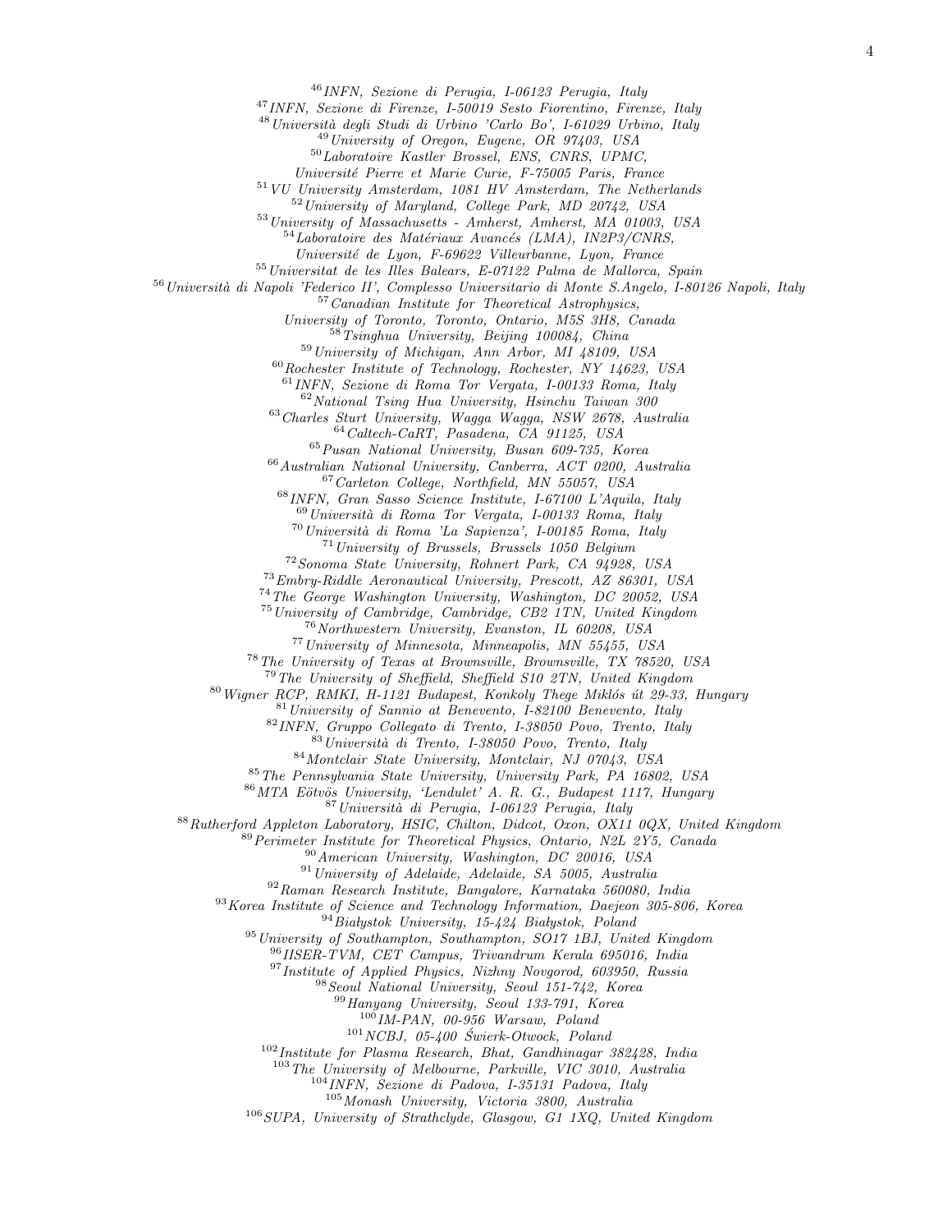[46]*INFN, Sezione di Perugia, I-06123 Perugia, Italy*
[47]*INFN, Sezione di Firenze, I-50019 Sesto Fiorentino, Firenze, Italy*
[48]*Università degli Studi di Urbino 'Carlo Bo', I-61029 Urbino, Italy*
[49]*University of Oregon, Eugene, OR 97403, USA*
[50]*Laboratoire Kastler Brossel, ENS, CNRS, UPMC, Université Pierre et Marie Curie, F-75005 Paris, France*
[51]*VU University Amsterdam, 1081 HV Amsterdam, The Netherlands*
[52]*University of Maryland, College Park, MD 20742, USA*
[53]*University of Massachusetts - Amherst, Amherst, MA 01003, USA*
[54]*Laboratoire des Matériaux Avancés (LMA), IN2P3/CNRS, Université de Lyon, F-69622 Villeurbanne, Lyon, France*
[55]*Universitat de les Illes Balears, E-07122 Palma de Mallorca, Spain*
[56]*Università di Napoli 'Federico II', Complesso Universitario di Monte S.Angelo, I-80126 Napoli, Italy*
[57]*Canadian Institute for Theoretical Astrophysics, University of Toronto, Toronto, Ontario, M5S 3H8, Canada*
[58]*Tsinghua University, Beijing 100084, China*
[59]*University of Michigan, Ann Arbor, MI 48109, USA*
[60]*Rochester Institute of Technology, Rochester, NY 14623, USA*
[61]*INFN, Sezione di Roma Tor Vergata, I-00133 Roma, Italy*
[62]*National Tsing Hua University, Hsinchu Taiwan 300*
[63]*Charles Sturt University, Wagga Wagga, NSW 2678, Australia*
[64]*Caltech-CaRT, Pasadena, CA 91125, USA*
[65]*Pusan National University, Busan 609-735, Korea*
[66]*Australian National University, Canberra, ACT 0200, Australia*
[67]*Carleton College, Northfield, MN 55057, USA*
[68]*INFN, Gran Sasso Science Institute, I-67100 L'Aquila, Italy*
[69]*Università di Roma Tor Vergata, I-00133 Roma, Italy*
[70]*Università di Roma 'La Sapienza', I-00185 Roma, Italy*
[71]*University of Brussels, Brussels 1050 Belgium*
[72]*Sonoma State University, Rohnert Park, CA 94928, USA*
[73]*Embry-Riddle Aeronautical University, Prescott, AZ 86301, USA*
[74]*The George Washington University, Washington, DC 20052, USA*
[75]*University of Cambridge, Cambridge, CB2 1TN, United Kingdom*
[76]*Northwestern University, Evanston, IL 60208, USA*
[77]*University of Minnesota, Minneapolis, MN 55455, USA*
[78]*The University of Texas at Brownsville, Brownsville, TX 78520, USA*
[79]*The University of Sheffield, Sheffield S10 2TN, United Kingdom*
[80]*Wigner RCP, RMKI, H-1121 Budapest, Konkoly Thege Miklós út 29-33, Hungary*
[81]*University of Sannio at Benevento, I-82100 Benevento, Italy*
[82]*INFN, Gruppo Collegato di Trento, I-38050 Povo, Trento, Italy*
[83]*Università di Trento, I-38050 Povo, Trento, Italy*
[84]*Montclair State University, Montclair, NJ 07043, USA*
[85]*The Pennsylvania State University, University Park, PA 16802, USA*
[86]*MTA Eötvös University, 'Lendulet' A. R. G., Budapest 1117, Hungary*
[87]*Università di Perugia, I-06123 Perugia, Italy*
[88]*Rutherford Appleton Laboratory, HSIC, Chilton, Didcot, Oxon, OX11 0QX, United Kingdom*
[89]*Perimeter Institute for Theoretical Physics, Ontario, N2L 2Y5, Canada*
[90]*American University, Washington, DC 20016, USA*
[91]*University of Adelaide, Adelaide, SA 5005, Australia*
[92]*Raman Research Institute, Bangalore, Karnataka 560080, India*
[93]*Korea Institute of Science and Technology Information, Daejeon 305-806, Korea*
[94]*Białystok University, 15-424 Białystok, Poland*
[95]*University of Southampton, Southampton, SO17 1BJ, United Kingdom*
[96]*IISER-TVM, CET Campus, Trivandrum Kerala 695016, India*
[97]*Institute of Applied Physics, Nizhny Novgorod, 603950, Russia*
[98]*Seoul National University, Seoul 151-742, Korea*
[99]*Hanyang University, Seoul 133-791, Korea*
[100]*IM-PAN, 00-956 Warsaw, Poland*
[101]*NCBJ, 05-400 Świerk-Otwock, Poland*
[102]*Institute for Plasma Research, Bhat, Gandhinagar 382428, India*
[103]*The University of Melbourne, Parkville, VIC 3010, Australia*
[104]*INFN, Sezione di Padova, I-35131 Padova, Italy*
[105]*Monash University, Victoria 3800, Australia*
[106]*SUPA, University of Strathclyde, Glasgow, G1 1XQ, United Kingdom*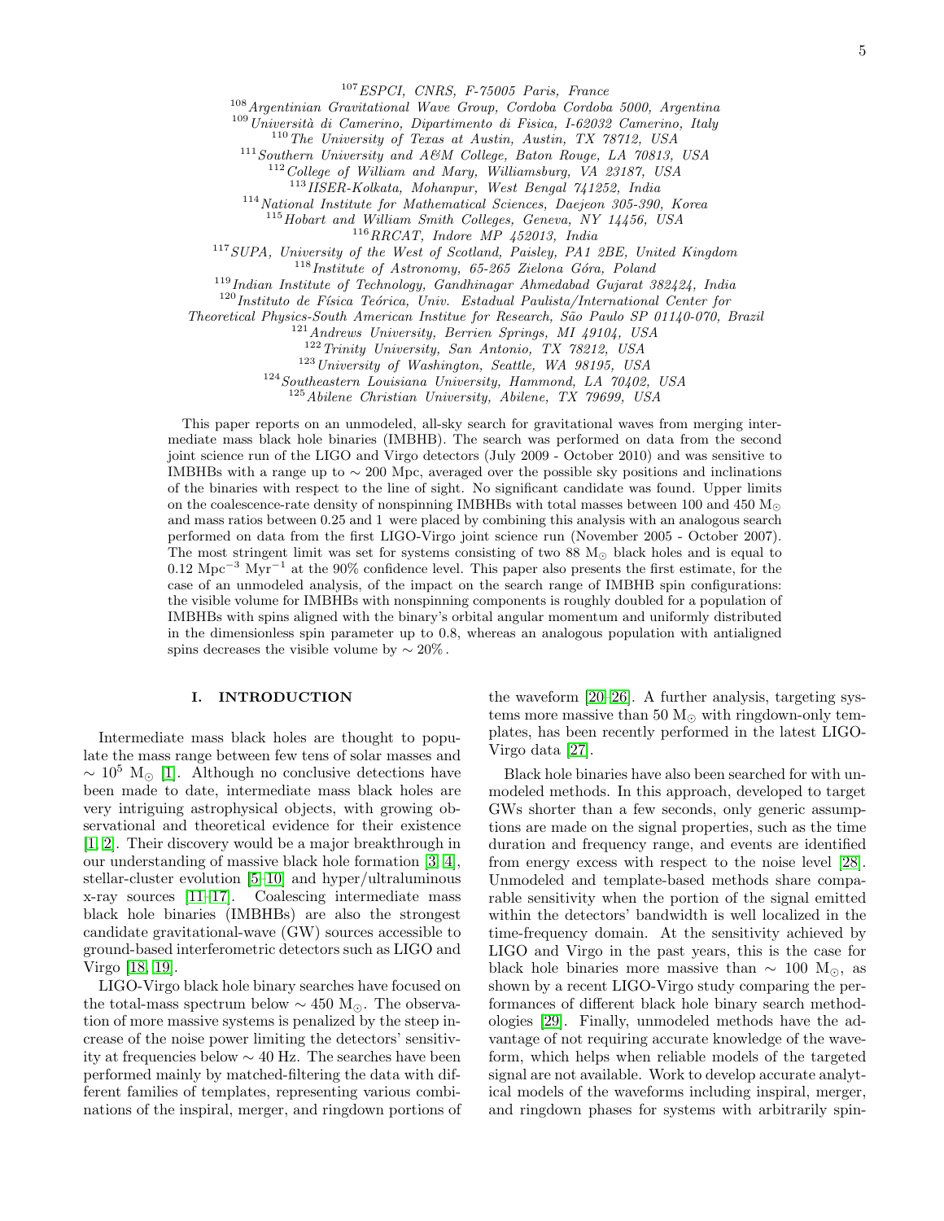[107] ESPCI, CNRS, F-75005 Paris, France
[108] Argentinian Gravitational Wave Group, Cordoba Cordoba 5000, Argentina
[109] Università di Camerino, Dipartimento di Fisica, I-62032 Camerino, Italy
[110] The University of Texas at Austin, Austin, TX 78712, USA
[111] Southern University and A&M College, Baton Rouge, LA 70813, USA
[112] College of William and Mary, Williamsburg, VA 23187, USA
[113] IISER-Kolkata, Mohanpur, West Bengal 741252, India
[114] National Institute for Mathematical Sciences, Daejeon 305-390, Korea
[115] Hobart and William Smith Colleges, Geneva, NY 14456, USA
[116] RRCAT, Indore MP 452013, India
[117] SUPA, University of the West of Scotland, Paisley, PA1 2BE, United Kingdom
[118] Institute of Astronomy, 65-265 Zielona Góra, Poland
[119] Indian Institute of Technology, Gandhinagar Ahmedabad Gujarat 382424, India
[120] Instituto de Física Teórica, Univ. Estadual Paulista/International Center for Theoretical Physics-South American Institue for Research, São Paulo SP 01140-070, Brazil
[121] Andrews University, Berrien Springs, MI 49104, USA
[122] Trinity University, San Antonio, TX 78212, USA
[123] University of Washington, Seattle, WA 98195, USA
[124] Southeastern Louisiana University, Hammond, LA 70402, USA
[125] Abilene Christian University, Abilene, TX 79699, USA

This paper reports on an unmodeled, all-sky search for gravitational waves from merging intermediate mass black hole binaries (IMBHB). The search was performed on data from the second joint science run of the LIGO and Virgo detectors (July 2009 - October 2010) and was sensitive to IMBHBs with a range up to $\sim 200$ Mpc, averaged over the possible sky positions and inclinations of the binaries with respect to the line of sight. No significant candidate was found. Upper limits on the coalescence-rate density of nonspinning IMBHBs with total masses between 100 and 450 $\mathrm{M}_{\odot}$ and mass ratios between 0.25 and 1 were placed by combining this analysis with an analogous search performed on data from the first LIGO-Virgo joint science run (November 2005 - October 2007). The most stringent limit was set for systems consisting of two 88 $\mathrm{M}_{\odot}$ black holes and is equal to 0.12 $\mathrm{Mpc}^{-3}\ \mathrm{Myr}^{-1}$ at the 90% confidence level. This paper also presents the first estimate, for the case of an unmodeled analysis, of the impact on the search range of IMBHB spin configurations: the visible volume for IMBHBs with nonspinning components is roughly doubled for a population of IMBHBs with spins aligned with the binary's orbital angular momentum and uniformly distributed in the dimensionless spin parameter up to 0.8, whereas an analogous population with antialigned spins decreases the visible volume by $\sim 20\%$.

## I. INTRODUCTION

Intermediate mass black holes are thought to populate the mass range between few tens of solar masses and $\sim 10^5$ $\mathrm{M}_{\odot}$ [1]. Although no conclusive detections have been made to date, intermediate mass black holes are very intriguing astrophysical objects, with growing observational and theoretical evidence for their existence [1, 2]. Their discovery would be a major breakthrough in our understanding of massive black hole formation [3, 4], stellar-cluster evolution [5–10] and hyper/ultraluminous x-ray sources [11–17]. Coalescing intermediate mass black hole binaries (IMBHBs) are also the strongest candidate gravitational-wave (GW) sources accessible to ground-based interferometric detectors such as LIGO and Virgo [18, 19].

LIGO-Virgo black hole binary searches have focused on the total-mass spectrum below $\sim 450$ $\mathrm{M}_{\odot}$. The observation of more massive systems is penalized by the steep increase of the noise power limiting the detectors' sensitivity at frequencies below $\sim 40$ Hz. The searches have been performed mainly by matched-filtering the data with different families of templates, representing various combinations of the inspiral, merger, and ringdown portions of the waveform [20–26]. A further analysis, targeting systems more massive than 50 $\mathrm{M}_{\odot}$ with ringdown-only templates, has been recently performed in the latest LIGO-Virgo data [27].

Black hole binaries have also been searched for with unmodeled methods. In this approach, developed to target GWs shorter than a few seconds, only generic assumptions are made on the signal properties, such as the time duration and frequency range, and events are identified from energy excess with respect to the noise level [28]. Unmodeled and template-based methods share comparable sensitivity when the portion of the signal emitted within the detectors' bandwidth is well localized in the time-frequency domain. At the sensitivity achieved by LIGO and Virgo in the past years, this is the case for black hole binaries more massive than $\sim 100$ $\mathrm{M}_{\odot}$, as shown by a recent LIGO-Virgo study comparing the performances of different black hole binary search methodologies [29]. Finally, unmodeled methods have the advantage of not requiring accurate knowledge of the waveform, which helps when reliable models of the targeted signal are not available. Work to develop accurate analytical models of the waveforms including inspiral, merger, and ringdown phases for systems with arbitrarily spin-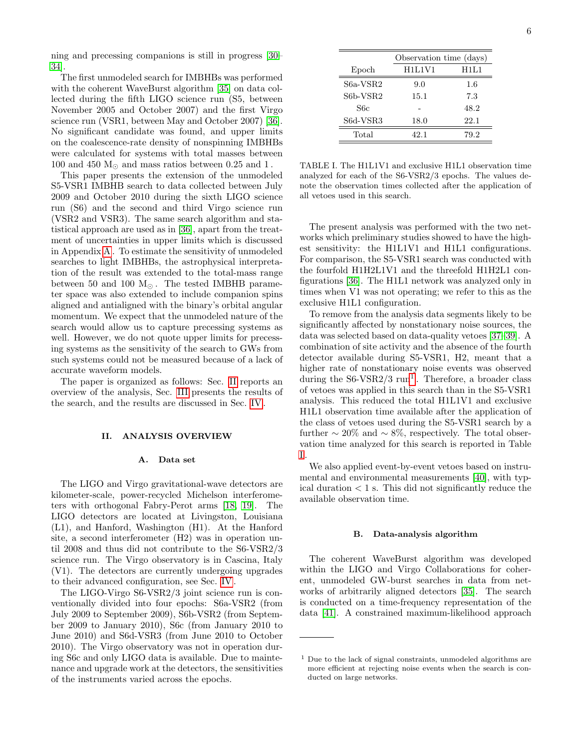ning and precessing companions is still in progress [30–34].

The first unmodeled search for IMBHBs was performed with the coherent WaveBurst algorithm [35] on data collected during the fifth LIGO science run (S5, between November 2005 and October 2007) and the first Virgo science run (VSR1, between May and October 2007) [36]. No significant candidate was found, and upper limits on the coalescence-rate density of nonspinning IMBHBs were calculated for systems with total masses between 100 and 450 M$_\odot$ and mass ratios between 0.25 and 1 .

This paper presents the extension of the unmodeled S5-VSR1 IMBHB search to data collected between July 2009 and October 2010 during the sixth LIGO science run (S6) and the second and third Virgo science run (VSR2 and VSR3). The same search algorithm and statistical approach are used as in [36], apart from the treatment of uncertainties in upper limits which is discussed in Appendix A. To estimate the sensitivity of unmodeled searches to light IMBHBs, the astrophysical interpretation of the result was extended to the total-mass range between 50 and 100 M$_\odot$ . The tested IMBHB parameter space was also extended to include companion spins aligned and antialigned with the binary's orbital angular momentum. We expect that the unmodeled nature of the search would allow us to capture precessing systems as well. However, we do not quote upper limits for precessing systems as the sensitivity of the search to GWs from such systems could not be measured because of a lack of accurate waveform models.

The paper is organized as follows: Sec. II reports an overview of the analysis, Sec. III presents the results of the search, and the results are discussed in Sec. IV.

## II. ANALYSIS OVERVIEW

### A. Data set

The LIGO and Virgo gravitational-wave detectors are kilometer-scale, power-recycled Michelson interferometers with orthogonal Fabry-Perot arms [18, 19]. The LIGO detectors are located at Livingston, Louisiana (L1), and Hanford, Washington (H1). At the Hanford site, a second interferometer (H2) was in operation until 2008 and thus did not contribute to the S6-VSR2/3 science run. The Virgo observatory is in Cascina, Italy (V1). The detectors are currently undergoing upgrades to their advanced configuration, see Sec. IV.

The LIGO-Virgo S6-VSR2/3 joint science run is conventionally divided into four epochs: S6a-VSR2 (from July 2009 to September 2009), S6b-VSR2 (from September 2009 to January 2010), S6c (from January 2010 to June 2010) and S6d-VSR3 (from June 2010 to October 2010). The Virgo observatory was not in operation during S6c and only LIGO data is available. Due to maintenance and upgrade work at the detectors, the sensitivities of the instruments varied across the epochs.

| Epoch | Observation time (days) H1L1V1 | H1L1 |
|---|---|---|
| S6a-VSR2 | 9.0 | 1.6 |
| S6b-VSR2 | 15.1 | 7.3 |
| S6c | - | 48.2 |
| S6d-VSR3 | 18.0 | 22.1 |
| Total | 42.1 | 79.2 |

TABLE I. The H1L1V1 and exclusive H1L1 observation time analyzed for each of the S6-VSR2/3 epochs. The values denote the observation times collected after the application of all vetoes used in this search.

The present analysis was performed with the two networks which preliminary studies showed to have the highest sensitivity: the H1L1V1 and H1L1 configurations. For comparison, the S5-VSR1 search was conducted with the fourfold H1H2L1V1 and the threefold H1H2L1 configurations [36]. The H1L1 network was analyzed only in times when V1 was not operating; we refer to this as the exclusive H1L1 configuration.

To remove from the analysis data segments likely to be significantly affected by nonstationary noise sources, the data was selected based on data-quality vetoes [37–39]. A combination of site activity and the absence of the fourth detector available during S5-VSR1, H2, meant that a higher rate of nonstationary noise events was observed during the S6-VSR2/3 run[1]. Therefore, a broader class of vetoes was applied in this search than in the S5-VSR1 analysis. This reduced the total H1L1V1 and exclusive H1L1 observation time available after the application of the class of vetoes used during the S5-VSR1 search by a further $\sim 20\%$ and $\sim 8\%$, respectively. The total observation time analyzed for this search is reported in Table I.

We also applied event-by-event vetoes based on instrumental and environmental measurements [40], with typical duration $< 1$ s. This did not significantly reduce the available observation time.

### B. Data-analysis algorithm

The coherent WaveBurst algorithm was developed within the LIGO and Virgo Collaborations for coherent, unmodeled GW-burst searches in data from networks of arbitrarily aligned detectors [35]. The search is conducted on a time-frequency representation of the data [41]. A constrained maximum-likelihood approach

[1] Due to the lack of signal constraints, unmodeled algorithms are more efficient at rejecting noise events when the search is conducted on large networks.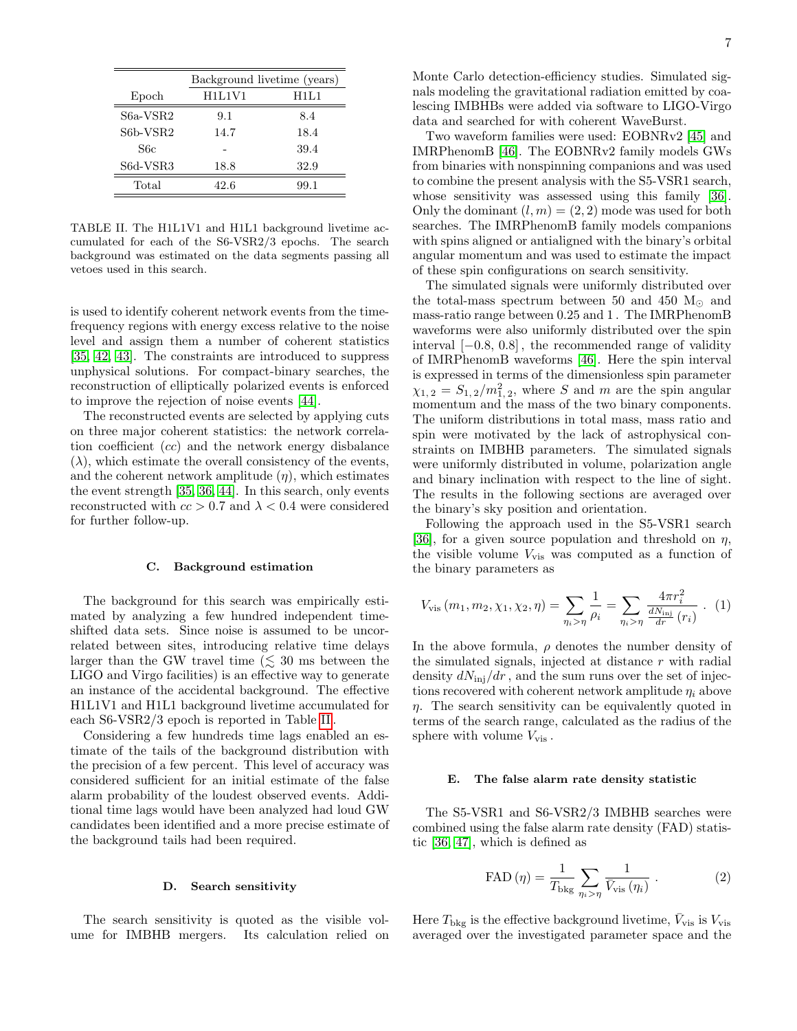| Epoch | Background livetime (years) | |
|---|---|---|
| | H1L1V1 | H1L1 |
| S6a-VSR2 | 9.1 | 8.4 |
| S6b-VSR2 | 14.7 | 18.4 |
| S6c | - | 39.4 |
| S6d-VSR3 | 18.8 | 32.9 |
| Total | 42.6 | 99.1 |

TABLE II. The H1L1V1 and H1L1 background livetime accumulated for each of the S6-VSR2/3 epochs. The search background was estimated on the data segments passing all vetoes used in this search.

is used to identify coherent network events from the time-frequency regions with energy excess relative to the noise level and assign them a number of coherent statistics [35, 42, 43]. The constraints are introduced to suppress unphysical solutions. For compact-binary searches, the reconstruction of elliptically polarized events is enforced to improve the rejection of noise events [44].

The reconstructed events are selected by applying cuts on three major coherent statistics: the network correlation coefficient ($cc$) and the network energy disbalance ($\lambda$), which estimate the overall consistency of the events, and the coherent network amplitude ($\eta$), which estimates the event strength [35, 36, 44]. In this search, only events reconstructed with $cc > 0.7$ and $\lambda < 0.4$ were considered for further follow-up.

### C. Background estimation

The background for this search was empirically estimated by analyzing a few hundred independent time-shifted data sets. Since noise is assumed to be uncorrelated between sites, introducing relative time delays larger than the GW travel time ($\lesssim$ 30 ms between the LIGO and Virgo facilities) is an effective way to generate an instance of the accidental background. The effective H1L1V1 and H1L1 background livetime accumulated for each S6-VSR2/3 epoch is reported in Table II.

Considering a few hundreds time lags enabled an estimate of the tails of the background distribution with the precision of a few percent. This level of accuracy was considered sufficient for an initial estimate of the false alarm probability of the loudest observed events. Additional time lags would have been analyzed had loud GW candidates been identified and a more precise estimate of the background tails had been required.

### D. Search sensitivity

The search sensitivity is quoted as the visible volume for IMBHB mergers. Its calculation relied on Monte Carlo detection-efficiency studies. Simulated signals modeling the gravitational radiation emitted by coalescing IMBHBs were added via software to LIGO-Virgo data and searched for with coherent WaveBurst.

Two waveform families were used: EOBNRv2 [45] and IMRPhenomB [46]. The EOBNRv2 family models GWs from binaries with nonspinning companions and was used to combine the present analysis with the S5-VSR1 search, whose sensitivity was assessed using this family [36]. Only the dominant $(l, m) = (2, 2)$ mode was used for both searches. The IMRPhenomB family models companions with spins aligned or antialigned with the binary's orbital angular momentum and was used to estimate the impact of these spin configurations on search sensitivity.

The simulated signals were uniformly distributed over the total-mass spectrum between 50 and 450 $M_\odot$ and mass-ratio range between 0.25 and 1. The IMRPhenomB waveforms were also uniformly distributed over the spin interval $[-0.8, 0.8]$, the recommended range of validity of IMRPhenomB waveforms [46]. Here the spin interval is expressed in terms of the dimensionless spin parameter $\chi_{1,2} = S_{1,2}/m_{1,2}^2$, where $S$ and $m$ are the spin angular momentum and the mass of the two binary components. The uniform distributions in total mass, mass ratio and spin were motivated by the lack of astrophysical constraints on IMBHB parameters. The simulated signals were uniformly distributed in volume, polarization angle and binary inclination with respect to the line of sight. The results in the following sections are averaged over the binary's sky position and orientation.

Following the approach used in the S5-VSR1 search [36], for a given source population and threshold on $\eta$, the visible volume $V_{\rm vis}$ was computed as a function of the binary parameters as

$$V_{\rm vis}(m_1, m_2, \chi_1, \chi_2, \eta) = \sum_{\eta_i > \eta} \frac{1}{\rho_i} = \sum_{\eta_i > \eta} \frac{4\pi r_i^2}{\frac{dN_{\rm inj}}{dr}(r_i)} \,. \quad (1)$$

In the above formula, $\rho$ denotes the number density of the simulated signals, injected at distance $r$ with radial density $dN_{\rm inj}/dr$, and the sum runs over the set of injections recovered with coherent network amplitude $\eta_i$ above $\eta$. The search sensitivity can be equivalently quoted in terms of the search range, calculated as the radius of the sphere with volume $V_{\rm vis}$.

### E. The false alarm rate density statistic

The S5-VSR1 and S6-VSR2/3 IMBHB searches were combined using the false alarm rate density (FAD) statistic [36, 47], which is defined as

$$\text{FAD}(\eta) = \frac{1}{T_{\rm bkg}} \sum_{\eta_i > \eta} \frac{1}{\bar{V}_{\rm vis}(\eta_i)} \,. \quad (2)$$

Here $T_{\rm bkg}$ is the effective background livetime, $\bar{V}_{\rm vis}$ is $V_{\rm vis}$ averaged over the investigated parameter space and the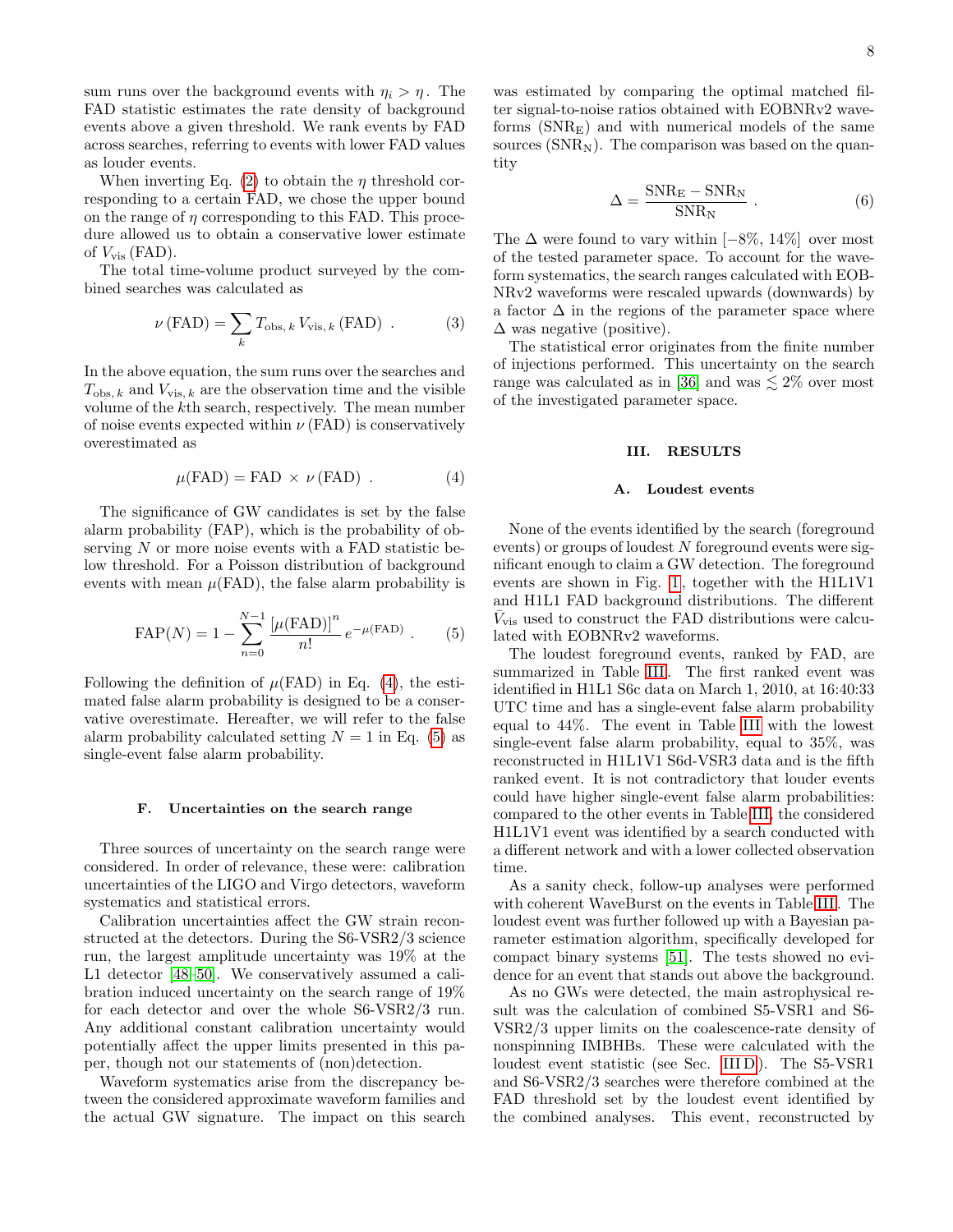sum runs over the background events with $\eta_i > \eta$. The FAD statistic estimates the rate density of background events above a given threshold. We rank events by FAD across searches, referring to events with lower FAD values as louder events.

When inverting Eq. (2) to obtain the $\eta$ threshold corresponding to a certain FAD, we chose the upper bound on the range of $\eta$ corresponding to this FAD. This procedure allowed us to obtain a conservative lower estimate of $V_{\rm vis}\,({\rm FAD})$.

The total time-volume product surveyed by the combined searches was calculated as

$$\nu\,({\rm FAD}) = \sum_k T_{{\rm obs},\,k}\, V_{{\rm vis},\,k}\,({\rm FAD}) \ . \tag{3}$$

In the above equation, the sum runs over the searches and $T_{{\rm obs},\,k}$ and $V_{{\rm vis},\,k}$ are the observation time and the visible volume of the $k$th search, respectively. The mean number of noise events expected within $\nu\,({\rm FAD})$ is conservatively overestimated as

$$\mu({\rm FAD}) = {\rm FAD}\ \times\ \nu\,({\rm FAD}) \ . \tag{4}$$

The significance of GW candidates is set by the false alarm probability (FAP), which is the probability of observing $N$ or more noise events with a FAD statistic below threshold. For a Poisson distribution of background events with mean $\mu({\rm FAD})$, the false alarm probability is

$${\rm FAP}(N) = 1 - \sum_{n=0}^{N-1} \frac{\left[\mu({\rm FAD})\right]^n}{n!}\, e^{-\mu({\rm FAD})} \ . \tag{5}$$

Following the definition of $\mu({\rm FAD})$ in Eq. (4), the estimated false alarm probability is designed to be a conservative overestimate. Hereafter, we will refer to the false alarm probability calculated setting $N = 1$ in Eq. (5) as single-event false alarm probability.

### F. Uncertainties on the search range

Three sources of uncertainty on the search range were considered. In order of relevance, these were: calibration uncertainties of the LIGO and Virgo detectors, waveform systematics and statistical errors.

Calibration uncertainties affect the GW strain reconstructed at the detectors. During the S6-VSR2/3 science run, the largest amplitude uncertainty was 19% at the L1 detector [48–50]. We conservatively assumed a calibration induced uncertainty on the search range of 19% for each detector and over the whole S6-VSR2/3 run. Any additional constant calibration uncertainty would potentially affect the upper limits presented in this paper, though not our statements of (non)detection.

Waveform systematics arise from the discrepancy between the considered approximate waveform families and the actual GW signature. The impact on this search was estimated by comparing the optimal matched filter signal-to-noise ratios obtained with EOBNRv2 waveforms ($\rm SNR_E$) and with numerical models of the same sources ($\rm SNR_N$). The comparison was based on the quantity

$$\Delta = \frac{\rm SNR_E - SNR_N}{\rm SNR_N} \ . \tag{6}$$

The $\Delta$ were found to vary within $[-8\%,\, 14\%]$ over most of the tested parameter space. To account for the waveform systematics, the search ranges calculated with EOBNRv2 waveforms were rescaled upwards (downwards) by a factor $\Delta$ in the regions of the parameter space where $\Delta$ was negative (positive).

The statistical error originates from the finite number of injections performed. This uncertainty on the search range was calculated as in [36] and was $\lesssim 2\%$ over most of the investigated parameter space.

## III. RESULTS

### A. Loudest events

None of the events identified by the search (foreground events) or groups of loudest $N$ foreground events were significant enough to claim a GW detection. The foreground events are shown in Fig. 1, together with the H1L1V1 and H1L1 FAD background distributions. The different $\bar{V}_{\rm vis}$ used to construct the FAD distributions were calculated with EOBNRv2 waveforms.

The loudest foreground events, ranked by FAD, are summarized in Table III. The first ranked event was identified in H1L1 S6c data on March 1, 2010, at 16:40:33 UTC time and has a single-event false alarm probability equal to 44%. The event in Table III with the lowest single-event false alarm probability, equal to 35%, was reconstructed in H1L1V1 S6d-VSR3 data and is the fifth ranked event. It is not contradictory that louder events could have higher single-event false alarm probabilities: compared to the other events in Table III, the considered H1L1V1 event was identified by a search conducted with a different network and with a lower collected observation time.

As a sanity check, follow-up analyses were performed with coherent WaveBurst on the events in Table III. The loudest event was further followed up with a Bayesian parameter estimation algorithm, specifically developed for compact binary systems [51]. The tests showed no evidence for an event that stands out above the background.

As no GWs were detected, the main astrophysical result was the calculation of combined S5-VSR1 and S6-VSR2/3 upper limits on the coalescence-rate density of nonspinning IMBHBs. These were calculated with the loudest event statistic (see Sec. III D). The S5-VSR1 and S6-VSR2/3 searches were therefore combined at the FAD threshold set by the loudest event identified by the combined analyses. This event, reconstructed by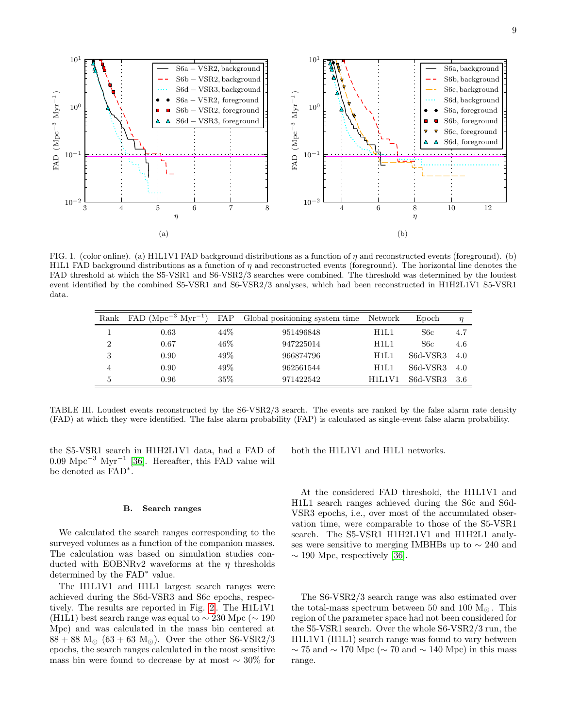FIG. 1. (color online). (a) H1L1V1 FAD background distributions as a function of $\eta$ and reconstructed events (foreground). (b) H1L1 FAD background distributions as a function of $\eta$ and reconstructed events (foreground). The horizontal line denotes the FAD threshold at which the S5-VSR1 and S6-VSR2/3 searches were combined. The threshold was determined by the loudest event identified by the combined S5-VSR1 and S6-VSR2/3 analyses, which had been reconstructed in H1H2L1V1 S5-VSR1 data.

| Rank | FAD ($\mathrm{Mpc}^{-3}\ \mathrm{Myr}^{-1}$) | FAP | Global positioning system time | Network | Epoch | $\eta$ |
|---|---|---|---|---|---|---|
| 1 | 0.63 | 44% | 951496848 | H1L1 | S6c | 4.7 |
| 2 | 0.67 | 46% | 947225014 | H1L1 | S6c | 4.6 |
| 3 | 0.90 | 49% | 966874796 | H1L1 | S6d-VSR3 | 4.0 |
| 4 | 0.90 | 49% | 962561544 | H1L1 | S6d-VSR3 | 4.0 |
| 5 | 0.96 | 35% | 971422542 | H1L1V1 | S6d-VSR3 | 3.6 |

TABLE III. Loudest events reconstructed by the S6-VSR2/3 search. The events are ranked by the false alarm rate density (FAD) at which they were identified. The false alarm probability (FAP) is calculated as single-event false alarm probability.

the S5-VSR1 search in H1H2L1V1 data, had a FAD of 0.09 $\mathrm{Mpc}^{-3}\ \mathrm{Myr}^{-1}$ [36]. Hereafter, this FAD value will be denoted as FAD$^*$.

### B. Search ranges

We calculated the search ranges corresponding to the surveyed volumes as a function of the companion masses. The calculation was based on simulation studies conducted with EOBNRv2 waveforms at the $\eta$ thresholds determined by the FAD$^*$ value.

The H1L1V1 and H1L1 largest search ranges were achieved during the S6d-VSR3 and S6c epochs, respectively. The results are reported in Fig. 2. The H1L1V1 (H1L1) best search range was equal to $\sim 230$ Mpc ($\sim 190$ Mpc) and was calculated in the mass bin centered at $88 + 88\ \mathrm{M}_\odot$ ($63 + 63\ \mathrm{M}_\odot$). Over the other S6-VSR2/3 epochs, the search ranges calculated in the most sensitive mass bin were found to decrease by at most $\sim 30\%$ for both the H1L1V1 and H1L1 networks.

At the considered FAD threshold, the H1L1V1 and H1L1 search ranges achieved during the S6c and S6d-VSR3 epochs, i.e., over most of the accumulated observation time, were comparable to those of the S5-VSR1 search. The S5-VSR1 H1H2L1V1 and H1H2L1 analyses were sensitive to merging IMBHBs up to $\sim 240$ and $\sim 190$ Mpc, respectively [36].

The S6-VSR2/3 search range was also estimated over the total-mass spectrum between 50 and 100 $\mathrm{M}_\odot$. This region of the parameter space had not been considered for the S5-VSR1 search. Over the whole S6-VSR2/3 run, the H1L1V1 (H1L1) search range was found to vary between $\sim 75$ and $\sim 170$ Mpc ($\sim 70$ and $\sim 140$ Mpc) in this mass range.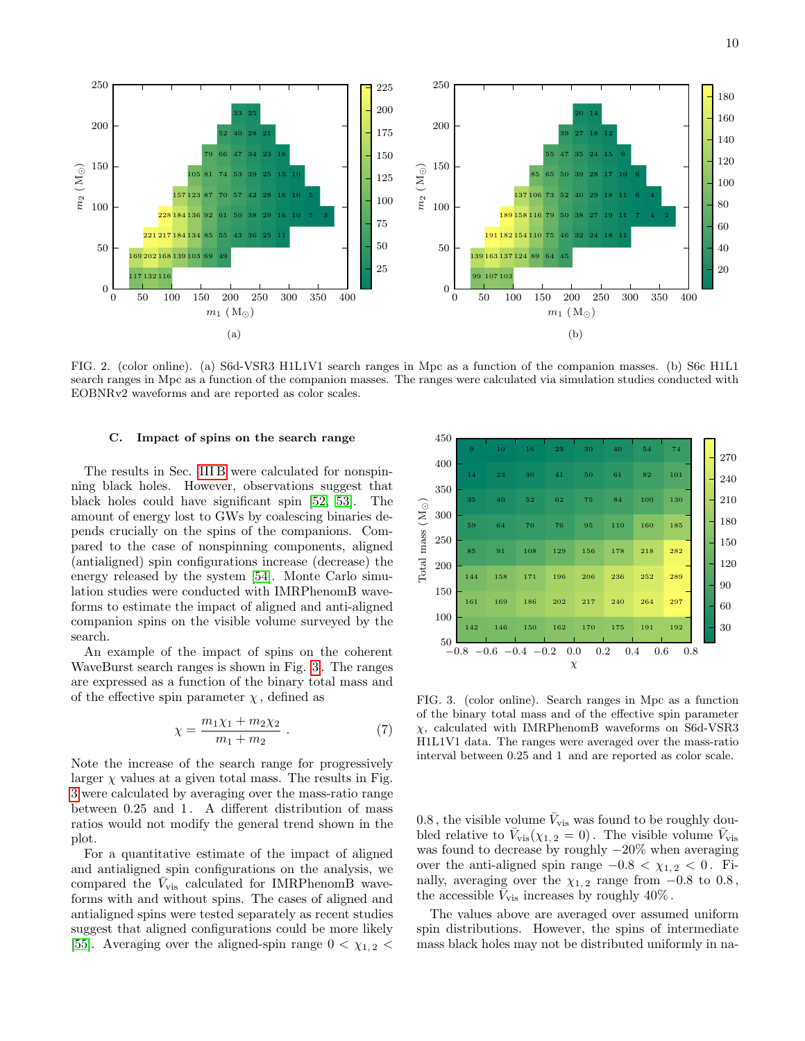FIG. 2. (color online). (a) S6d-VSR3 H1L1V1 search ranges in Mpc as a function of the companion masses. (b) S6c H1L1 search ranges in Mpc as a function of the companion masses. The ranges were calculated via simulation studies conducted with EOBNRv2 waveforms and are reported as color scales.

### C. Impact of spins on the search range

The results in Sec. III B were calculated for nonspinning black holes. However, observations suggest that black holes could have significant spin [52, 53]. The amount of energy lost to GWs by coalescing binaries depends crucially on the spins of the companions. Compared to the case of nonspinning components, aligned (antialigned) spin configurations increase (decrease) the energy released by the system [54]. Monte Carlo simulation studies were conducted with IMRPhenomB waveforms to estimate the impact of aligned and anti-aligned companion spins on the visible volume surveyed by the search.

An example of the impact of spins on the coherent WaveBurst search ranges is shown in Fig. 3. The ranges are expressed as a function of the binary total mass and of the effective spin parameter $\chi$, defined as

$$\chi = \frac{m_1 \chi_1 + m_2 \chi_2}{m_1 + m_2} \,. \tag{7}$$

Note the increase of the search range for progressively larger $\chi$ values at a given total mass. The results in Fig. 3 were calculated by averaging over the mass-ratio range between 0.25 and 1. A different distribution of mass ratios would not modify the general trend shown in the plot.

For a quantitative estimate of the impact of aligned and antialigned spin configurations on the analysis, we compared the $\bar{V}_{\rm vis}$ calculated for IMRPhenomB waveforms with and without spins. The cases of aligned and antialigned spins were tested separately as recent studies suggest that aligned configurations could be more likely [55]. Averaging over the aligned-spin range $0 < \chi_{1,2} < 0.8$, the visible volume $\bar{V}_{\rm vis}$ was found to be roughly doubled relative to $\bar{V}_{\rm vis}(\chi_{1,2} = 0)$. The visible volume $\bar{V}_{\rm vis}$ was found to decrease by roughly $-20\%$ when averaging over the anti-aligned spin range $-0.8 < \chi_{1,2} < 0$. Finally, averaging over the $\chi_{1,2}$ range from $-0.8$ to $0.8$, the accessible $\bar{V}_{\rm vis}$ increases by roughly $40\%$.

FIG. 3. (color online). Search ranges in Mpc as a function of the binary total mass and of the effective spin parameter $\chi$, calculated with IMRPhenomB waveforms on S6d-VSR3 H1L1V1 data. The ranges were averaged over the mass-ratio interval between 0.25 and 1 and are reported as color scale.

The values above are averaged over assumed uniform spin distributions. However, the spins of intermediate mass black holes may not be distributed uniformly in na-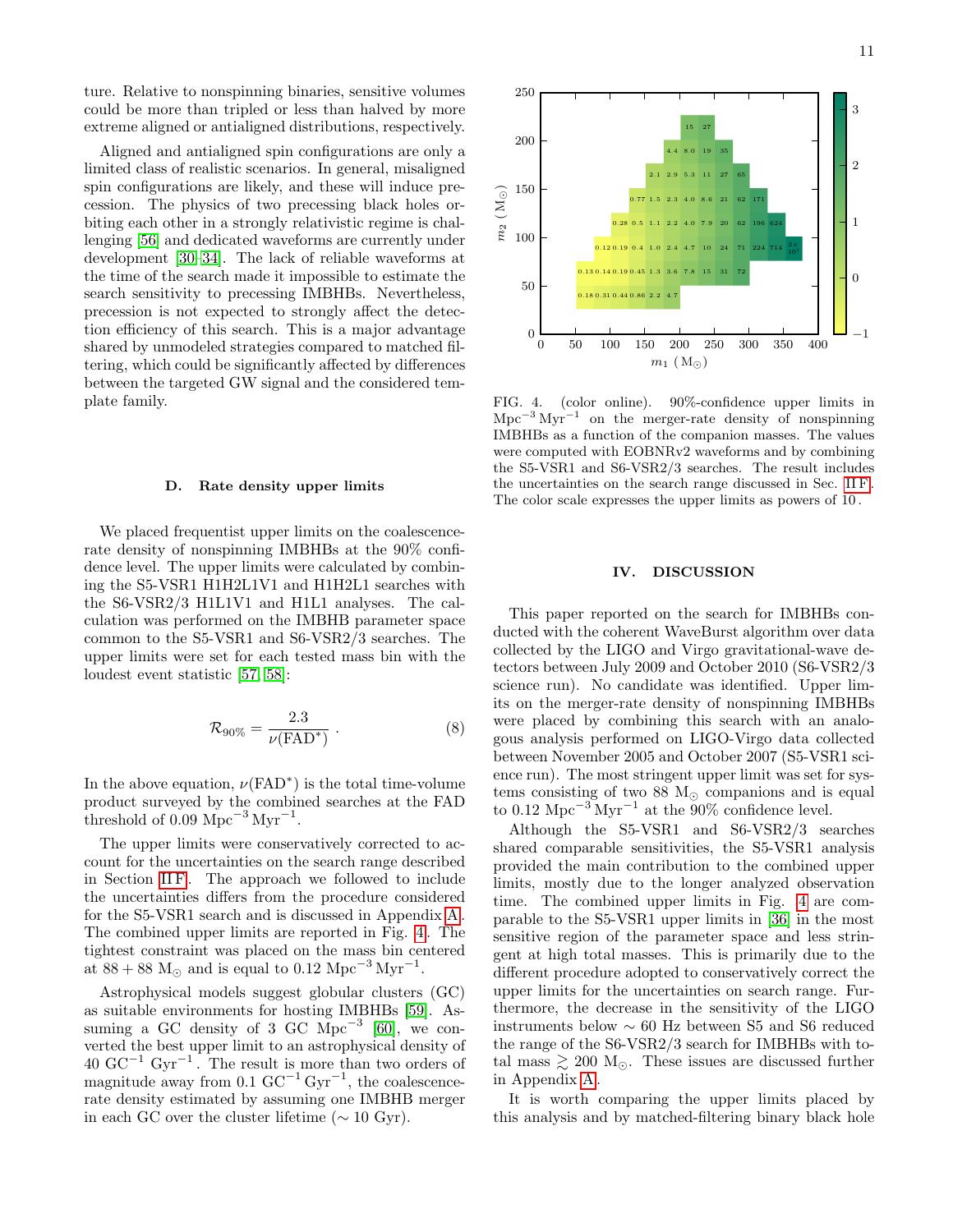ture. Relative to nonspinning binaries, sensitive volumes could be more than tripled or less than halved by more extreme aligned or antialigned distributions, respectively.

Aligned and antialigned spin configurations are only a limited class of realistic scenarios. In general, misaligned spin configurations are likely, and these will induce precession. The physics of two precessing black holes orbiting each other in a strongly relativistic regime is challenging [56] and dedicated waveforms are currently under development [30–34]. The lack of reliable waveforms at the time of the search made it impossible to estimate the search sensitivity to precessing IMBHBs. Nevertheless, precession is not expected to strongly affect the detection efficiency of this search. This is a major advantage shared by unmodeled strategies compared to matched filtering, which could be significantly affected by differences between the targeted GW signal and the considered template family.

### D. Rate density upper limits

We placed frequentist upper limits on the coalescence-rate density of nonspinning IMBHBs at the 90% confidence level. The upper limits were calculated by combining the S5-VSR1 H1H2L1V1 and H1H2L1 searches with the S6-VSR2/3 H1L1V1 and H1L1 analyses. The calculation was performed on the IMBHB parameter space common to the S5-VSR1 and S6-VSR2/3 searches. The upper limits were set for each tested mass bin with the loudest event statistic [57, 58]:

$$\mathcal{R}_{90\%} = \frac{2.3}{\nu(\mathrm{FAD}^{*})} \ . \tag{8}$$

In the above equation, $\nu(\mathrm{FAD}^{*})$ is the total time-volume product surveyed by the combined searches at the FAD threshold of 0.09 $\mathrm{Mpc}^{-3}\,\mathrm{Myr}^{-1}$.

The upper limits were conservatively corrected to account for the uncertainties on the search range described in Section II F. The approach we followed to include the uncertainties differs from the procedure considered for the S5-VSR1 search and is discussed in Appendix A. The combined upper limits are reported in Fig. 4. The tightest constraint was placed on the mass bin centered at $88 + 88\ \mathrm{M}_{\odot}$ and is equal to 0.12 $\mathrm{Mpc}^{-3}\,\mathrm{Myr}^{-1}$.

Astrophysical models suggest globular clusters (GC) as suitable environments for hosting IMBHBs [59]. Assuming a GC density of 3 GC $\mathrm{Mpc}^{-3}$ [60], we converted the best upper limit to an astrophysical density of 40 $\mathrm{GC}^{-1}\ \mathrm{Gyr}^{-1}$. The result is more than two orders of magnitude away from 0.1 $\mathrm{GC}^{-1}\,\mathrm{Gyr}^{-1}$, the coalescence-rate density estimated by assuming one IMBHB merger in each GC over the cluster lifetime ($\sim$ 10 Gyr).

FIG. 4. (color online). 90%-confidence upper limits in $\mathrm{Mpc}^{-3}\,\mathrm{Myr}^{-1}$ on the merger-rate density of nonspinning IMBHBs as a function of the companion masses. The values were computed with EOBNRv2 waveforms and by combining the S5-VSR1 and S6-VSR2/3 searches. The result includes the uncertainties on the search range discussed in Sec. II F. The color scale expresses the upper limits as powers of 10.

## IV. DISCUSSION

This paper reported on the search for IMBHBs conducted with the coherent WaveBurst algorithm over data collected by the LIGO and Virgo gravitational-wave detectors between July 2009 and October 2010 (S6-VSR2/3 science run). No candidate was identified. Upper limits on the merger-rate density of nonspinning IMBHBs were placed by combining this search with an analogous analysis performed on LIGO-Virgo data collected between November 2005 and October 2007 (S5-VSR1 science run). The most stringent upper limit was set for systems consisting of two 88 $\mathrm{M}_{\odot}$ companions and is equal to 0.12 $\mathrm{Mpc}^{-3}\,\mathrm{Myr}^{-1}$ at the 90% confidence level.

Although the S5-VSR1 and S6-VSR2/3 searches shared comparable sensitivities, the S5-VSR1 analysis provided the main contribution to the combined upper limits, mostly due to the longer analyzed observation time. The combined upper limits in Fig. 4 are comparable to the S5-VSR1 upper limits in [36] in the most sensitive region of the parameter space and less stringent at high total masses. This is primarily due to the different procedure adopted to conservatively correct the upper limits for the uncertainties on search range. Furthermore, the decrease in the sensitivity of the LIGO instruments below $\sim$ 60 Hz between S5 and S6 reduced the range of the S6-VSR2/3 search for IMBHBs with total mass $\gtrsim$ 200 $\mathrm{M}_{\odot}$. These issues are discussed further in Appendix A.

It is worth comparing the upper limits placed by this analysis and by matched-filtering binary black hole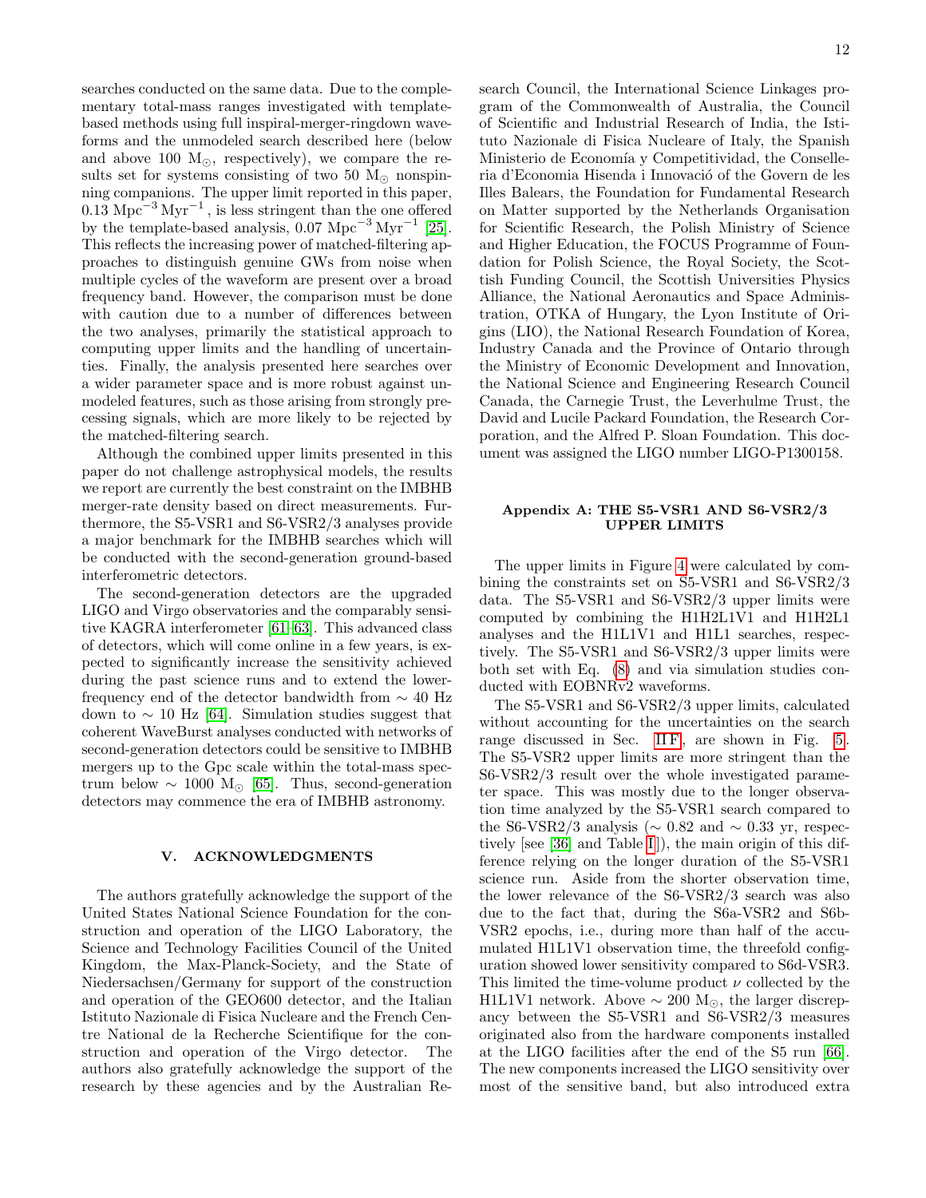searches conducted on the same data. Due to the complementary total-mass ranges investigated with template-based methods using full inspiral-merger-ringdown waveforms and the unmodeled search described here (below and above 100 $M_\odot$, respectively), we compare the results set for systems consisting of two 50 $M_\odot$ nonspinning companions. The upper limit reported in this paper, 0.13 $\mathrm{Mpc}^{-3}\,\mathrm{Myr}^{-1}$, is less stringent than the one offered by the template-based analysis, 0.07 $\mathrm{Mpc}^{-3}\,\mathrm{Myr}^{-1}$ [25]. This reflects the increasing power of matched-filtering approaches to distinguish genuine GWs from noise when multiple cycles of the waveform are present over a broad frequency band. However, the comparison must be done with caution due to a number of differences between the two analyses, primarily the statistical approach to computing upper limits and the handling of uncertainties. Finally, the analysis presented here searches over a wider parameter space and is more robust against unmodeled features, such as those arising from strongly precessing signals, which are more likely to be rejected by the matched-filtering search.

Although the combined upper limits presented in this paper do not challenge astrophysical models, the results we report are currently the best constraint on the IMBHB merger-rate density based on direct measurements. Furthermore, the S5-VSR1 and S6-VSR2/3 analyses provide a major benchmark for the IMBHB searches which will be conducted with the second-generation ground-based interferometric detectors.

The second-generation detectors are the upgraded LIGO and Virgo observatories and the comparably sensitive KAGRA interferometer [61–63]. This advanced class of detectors, which will come online in a few years, is expected to significantly increase the sensitivity achieved during the past science runs and to extend the lower-frequency end of the detector bandwidth from $\sim$ 40 Hz down to $\sim$ 10 Hz [64]. Simulation studies suggest that coherent WaveBurst analyses conducted with networks of second-generation detectors could be sensitive to IMBHB mergers up to the Gpc scale within the total-mass spectrum below $\sim$ 1000 $M_\odot$ [65]. Thus, second-generation detectors may commence the era of IMBHB astronomy.

## V. ACKNOWLEDGMENTS

The authors gratefully acknowledge the support of the United States National Science Foundation for the construction and operation of the LIGO Laboratory, the Science and Technology Facilities Council of the United Kingdom, the Max-Planck-Society, and the State of Niedersachsen/Germany for support of the construction and operation of the GEO600 detector, and the Italian Istituto Nazionale di Fisica Nucleare and the French Centre National de la Recherche Scientifique for the construction and operation of the Virgo detector. The authors also gratefully acknowledge the support of the research by these agencies and by the Australian Research Council, the International Science Linkages program of the Commonwealth of Australia, the Council of Scientific and Industrial Research of India, the Istituto Nazionale di Fisica Nucleare of Italy, the Spanish Ministerio de Economía y Competitividad, the Conselleria d'Economia Hisenda i Innovació of the Govern de les Illes Balears, the Foundation for Fundamental Research on Matter supported by the Netherlands Organisation for Scientific Research, the Polish Ministry of Science and Higher Education, the FOCUS Programme of Foundation for Polish Science, the Royal Society, the Scottish Funding Council, the Scottish Universities Physics Alliance, the National Aeronautics and Space Administration, OTKA of Hungary, the Lyon Institute of Origins (LIO), the National Research Foundation of Korea, Industry Canada and the Province of Ontario through the Ministry of Economic Development and Innovation, the National Science and Engineering Research Council Canada, the Carnegie Trust, the Leverhulme Trust, the David and Lucile Packard Foundation, the Research Corporation, and the Alfred P. Sloan Foundation. This document was assigned the LIGO number LIGO-P1300158.

## Appendix A: THE S5-VSR1 AND S6-VSR2/3 UPPER LIMITS

The upper limits in Figure 4 were calculated by combining the constraints set on S5-VSR1 and S6-VSR2/3 data. The S5-VSR1 and S6-VSR2/3 upper limits were computed by combining the H1H2L1V1 and H1H2L1 analyses and the H1L1V1 and H1L1 searches, respectively. The S5-VSR1 and S6-VSR2/3 upper limits were both set with Eq. (8) and via simulation studies conducted with EOBNRv2 waveforms.

The S5-VSR1 and S6-VSR2/3 upper limits, calculated without accounting for the uncertainties on the search range discussed in Sec. II F, are shown in Fig. 5. The S5-VSR2 upper limits are more stringent than the S6-VSR2/3 result over the whole investigated parameter space. This was mostly due to the longer observation time analyzed by the S5-VSR1 search compared to the S6-VSR2/3 analysis ($\sim$ 0.82 and $\sim$ 0.33 yr, respectively [see [36] and Table I]), the main origin of this difference relying on the longer duration of the S5-VSR1 science run. Aside from the shorter observation time, the lower relevance of the S6-VSR2/3 search was also due to the fact that, during the S6a-VSR2 and S6b-VSR2 epochs, i.e., during more than half of the accumulated H1L1V1 observation time, the threefold configuration showed lower sensitivity compared to S6d-VSR3. This limited the time-volume product $\nu$ collected by the H1L1V1 network. Above $\sim$ 200 $M_\odot$, the larger discrepancy between the S5-VSR1 and S6-VSR2/3 measures originated also from the hardware components installed at the LIGO facilities after the end of the S5 run [66]. The new components increased the LIGO sensitivity over most of the sensitive band, but also introduced extra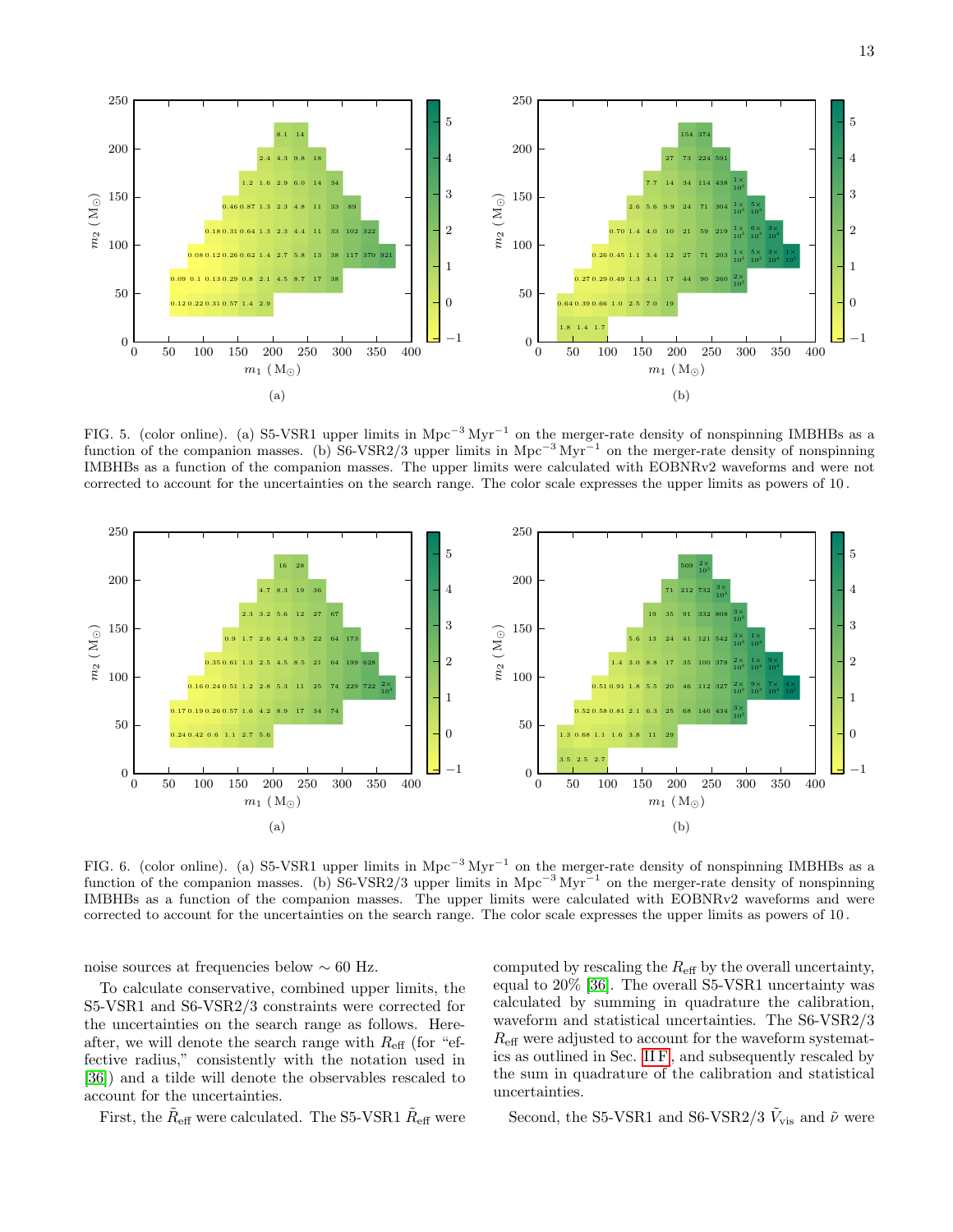FIG. 5. (color online). (a) S5-VSR1 upper limits in $\mathrm{Mpc}^{-3}\,\mathrm{Myr}^{-1}$ on the merger-rate density of nonspinning IMBHBs as a function of the companion masses. (b) S6-VSR2/3 upper limits in $\mathrm{Mpc}^{-3}\,\mathrm{Myr}^{-1}$ on the merger-rate density of nonspinning IMBHBs as a function of the companion masses. The upper limits were calculated with EOBNRv2 waveforms and were not corrected to account for the uncertainties on the search range. The color scale expresses the upper limits as powers of 10 .

FIG. 6. (color online). (a) S5-VSR1 upper limits in $\mathrm{Mpc}^{-3}\,\mathrm{Myr}^{-1}$ on the merger-rate density of nonspinning IMBHBs as a function of the companion masses. (b) S6-VSR2/3 upper limits in $\mathrm{Mpc}^{-3}\,\mathrm{Myr}^{-1}$ on the merger-rate density of nonspinning IMBHBs as a function of the companion masses. The upper limits were calculated with EOBNRv2 waveforms and were corrected to account for the uncertainties on the search range. The color scale expresses the upper limits as powers of 10 .

noise sources at frequencies below $\sim 60$ Hz.

To calculate conservative, combined upper limits, the S5-VSR1 and S6-VSR2/3 constraints were corrected for the uncertainties on the search range as follows. Hereafter, we will denote the search range with $R_{\mathrm{eff}}$ (for "effective radius," consistently with the notation used in [36]) and a tilde will denote the observables rescaled to account for the uncertainties.

First, the $\tilde{R}_{\mathrm{eff}}$ were calculated. The S5-VSR1 $\tilde{R}_{\mathrm{eff}}$ were computed by rescaling the $R_{\mathrm{eff}}$ by the overall uncertainty, equal to 20% [36]. The overall S5-VSR1 uncertainty was calculated by summing in quadrature the calibration, waveform and statistical uncertainties. The S6-VSR2/3 $R_{\mathrm{eff}}$ were adjusted to account for the waveform systematics as outlined in Sec. II F, and subsequently rescaled by the sum in quadrature of the calibration and statistical uncertainties.

Second, the S5-VSR1 and S6-VSR2/3 $\tilde{V}_{\mathrm{vis}}$ and $\tilde{\nu}$ were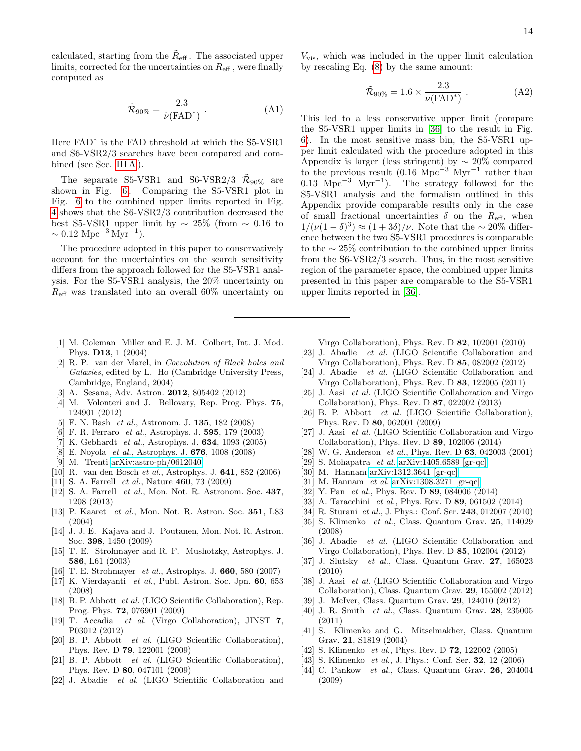calculated, starting from the $\tilde{R}_{\rm eff}$. The associated upper limits, corrected for the uncertainties on $R_{\rm eff}$, were finally computed as

$$\tilde{\mathcal{R}}_{90\%} = \frac{2.3}{\tilde{\nu}(\mathrm{FAD}^*)} \, . \tag{A1}$$

Here $\mathrm{FAD}^*$ is the FAD threshold at which the S5-VSR1 and S6-VSR2/3 searches have been compared and combined (see Sec. III A).

The separate S5-VSR1 and S6-VSR2/3 $\tilde{\mathcal{R}}_{90\%}$ are shown in Fig. 6. Comparing the S5-VSR1 plot in Fig. 6 to the combined upper limits reported in Fig. 4 shows that the S6-VSR2/3 contribution decreased the best S5-VSR1 upper limit by $\sim 25\%$ (from $\sim 0.16$ to $\sim 0.12$ $\mathrm{Mpc}^{-3}\,\mathrm{Myr}^{-1}$).

The procedure adopted in this paper to conservatively account for the uncertainties on the search sensitivity differs from the approach followed for the S5-VSR1 analysis. For the S5-VSR1 analysis, the 20% uncertainty on $R_{\rm eff}$ was translated into an overall 60% uncertainty on $V_{\rm vis}$, which was included in the upper limit calculation by rescaling Eq. (8) by the same amount:

$$\tilde{\mathcal{R}}_{90\%} = 1.6 \times \frac{2.3}{\nu(\mathrm{FAD}^*)} \, . \tag{A2}$$

This led to a less conservative upper limit (compare the S5-VSR1 upper limits in [36] to the result in Fig. 6). In the most sensitive mass bin, the S5-VSR1 upper limit calculated with the procedure adopted in this Appendix is larger (less stringent) by $\sim 20\%$ compared to the previous result (0.16 $\mathrm{Mpc}^{-3}$ $\mathrm{Myr}^{-1}$ rather than 0.13 $\mathrm{Mpc}^{-3}$ $\mathrm{Myr}^{-1}$). The strategy followed for the S5-VSR1 analysis and the formalism outlined in this Appendix provide comparable results only in the case of small fractional uncertainties $\delta$ on the $R_{\rm eff}$, when $1/(\nu(1-\delta)^3) \approx (1+3\delta)/\nu$. Note that the $\sim 20\%$ difference between the two S5-VSR1 procedures is comparable to the $\sim 25\%$ contribution to the combined upper limits from the S6-VSR2/3 search. Thus, in the most sensitive region of the parameter space, the combined upper limits presented in this paper are comparable to the S5-VSR1 upper limits reported in [36].

---

[1] M. Coleman Miller and E. J. M. Colbert, Int. J. Mod. Phys. **D13**, 1 (2004)
[2] R. P. van der Marel, in *Coevolution of Black holes and Galaxies*, edited by L. Ho (Cambridge University Press, Cambridge, England, 2004)
[3] A. Sesana, Adv. Astron. **2012**, 805402 (2012)
[4] M. Volonteri and J. Bellovary, Rep. Prog. Phys. **75**, 124901 (2012)
[5] F. N. Bash *et al.*, Astronom. J. **135**, 182 (2008)
[6] F. R. Ferraro *et al.*, Astrophys. J. **595**, 179 (2003)
[7] K. Gebhardt *et al.*, Astrophys. J. **634**, 1093 (2005)
[8] E. Noyola *et al.*, Astrophys. J. **676**, 1008 (2008)
[9] M. Trenti arXiv:astro-ph/0612040
[10] R. van den Bosch *et al.*, Astrophys. J. **641**, 852 (2006)
[11] S. A. Farrell *et al.*, Nature **460**, 73 (2009)
[12] S. A. Farrell *et al.*, Mon. Not. R. Astronom. Soc. **437**, 1208 (2013)
[13] P. Kaaret *et al.*, Mon. Not. R. Astron. Soc. **351**, L83 (2004)
[14] J. J. E. Kajava and J. Poutanen, Mon. Not. R. Astron. Soc. **398**, 1450 (2009)
[15] T. E. Strohmayer and R. F. Mushotzky, Astrophys. J. **586**, L61 (2003)
[16] T. E. Strohmayer *et al.*, Astrophys. J. **660**, 580 (2007)
[17] K. Vierdayanti *et al.*, Publ. Astron. Soc. Jpn. **60**, 653 (2008)
[18] B. P. Abbott *et al.* (LIGO Scientific Collaboration), Rep. Prog. Phys. **72**, 076901 (2009)
[19] T. Accadia *et al.* (Virgo Collaboration), JINST **7**, P03012 (2012)
[20] B. P. Abbott *et al.* (LIGO Scientific Collaboration), Phys. Rev. D **79**, 122001 (2009)
[21] B. P. Abbott *et al.* (LIGO Scientific Collaboration), Phys. Rev. D **80**, 047101 (2009)
[22] J. Abadie *et al.* (LIGO Scientific Collaboration and Virgo Collaboration), Phys. Rev. D **82**, 102001 (2010)
[23] J. Abadie *et al.* (LIGO Scientific Collaboration and Virgo Collaboration), Phys. Rev. D **85**, 082002 (2012)
[24] J. Abadie *et al.* (LIGO Scientific Collaboration and Virgo Collaboration), Phys. Rev. D **83**, 122005 (2011)
[25] J. Aasi *et al.* (LIGO Scientific Collaboration and Virgo Collaboration), Phys. Rev. D **87**, 022002 (2013)
[26] B. P. Abbott *et al.* (LIGO Scientific Collaboration), Phys. Rev. D **80**, 062001 (2009)
[27] J. Aasi *et al.* (LIGO Scientific Collaboration and Virgo Collaboration), Phys. Rev. D **89**, 102006 (2014)
[28] W. G. Anderson *et al.*, Phys. Rev. D **63**, 042003 (2001)
[29] S. Mohapatra *et al.* arXiv:1405.6589 [gr-qc]
[30] M. Hannam arXiv:1312.3641 [gr-qc]
[31] M. Hannam *et al.* arXiv:1308.3271 [gr-qc]
[32] Y. Pan *et al.*, Phys. Rev. D **89**, 084006 (2014)
[33] A. Taracchini *et al.*, Phys. Rev. D **89**, 061502 (2014)
[34] R. Sturani *et al.*, J. Phys.: Conf. Ser. **243**, 012007 (2010)
[35] S. Klimenko *et al.*, Class. Quantum Grav. **25**, 114029 (2008)
[36] J. Abadie *et al.* (LIGO Scientific Collaboration and Virgo Collaboration), Phys. Rev. D **85**, 102004 (2012)
[37] J. Slutsky *et al.*, Class. Quantum Grav. **27**, 165023 (2010)
[38] J. Aasi *et al.* (LIGO Scientific Collaboration and Virgo Collaboration), Class. Quantum Grav. **29**, 155002 (2012)
[39] J. McIver, Class. Quantum Grav. **29**, 124010 (2012)
[40] J. R. Smith *et al.*, Class. Quantum Grav. **28**, 235005 (2011)
[41] S. Klimenko and G. Mitselmakher, Class. Quantum Grav. **21**, S1819 (2004)
[42] S. Klimenko *et al.*, Phys. Rev. D **72**, 122002 (2005)
[43] S. Klimenko *et al.*, J. Phys.: Conf. Ser. **32**, 12 (2006)
[44] C. Pankow *et al.*, Class. Quantum Grav. **26**, 204004 (2009)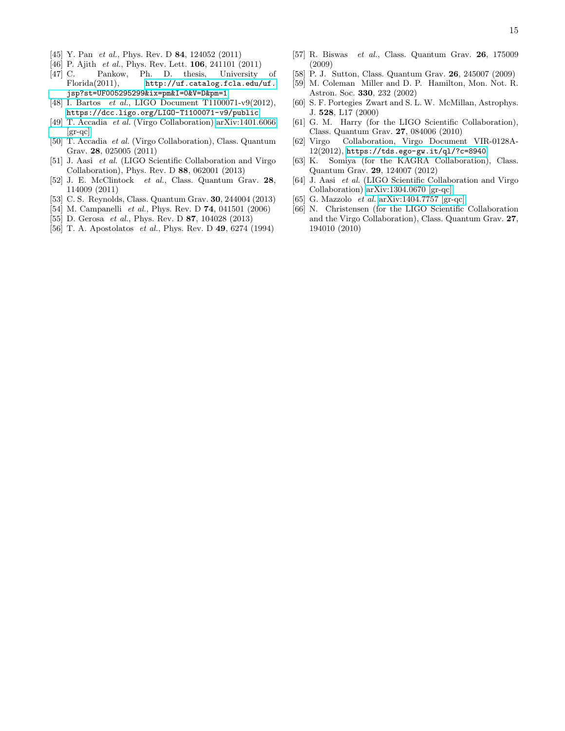[45] Y. Pan *et al.*, Phys. Rev. D **84**, 124052 (2011)
[46] P. Ajith *et al.*, Phys. Rev. Lett. **106**, 241101 (2011)
[47] C. Pankow, Ph. D. thesis, University of Florida(2011), http://uf.catalog.fcla.edu/uf.jsp?st=UF005295299&ix=pm&I=0&V=D&pm=1
[48] I. Bartos *et al.*, LIGO Document T1100071-v9(2012), https://dcc.ligo.org/LIGO-T1100071-v9/public
[49] T. Accadia *et al.* (Virgo Collaboration) arXiv:1401.6066 [gr-qc]
[50] T. Accadia *et al.* (Virgo Collaboration), Class. Quantum Grav. **28**, 025005 (2011)
[51] J. Aasi *et al.* (LIGO Scientific Collaboration and Virgo Collaboration), Phys. Rev. D **88**, 062001 (2013)
[52] J. E. McClintock *et al.*, Class. Quantum Grav. **28**, 114009 (2011)
[53] C. S. Reynolds, Class. Quantum Grav. **30**, 244004 (2013)
[54] M. Campanelli *et al.*, Phys. Rev. D **74**, 041501 (2006)
[55] D. Gerosa *et al.*, Phys. Rev. D **87**, 104028 (2013)
[56] T. A. Apostolatos *et al.*, Phys. Rev. D **49**, 6274 (1994)
[57] R. Biswas *et al.*, Class. Quantum Grav. **26**, 175009 (2009)
[58] P. J. Sutton, Class. Quantum Grav. **26**, 245007 (2009)
[59] M. Coleman Miller and D. P. Hamilton, Mon. Not. R. Astron. Soc. **330**, 232 (2002)
[60] S. F. Portegies Zwart and S. L. W. McMillan, Astrophys. J. **528**, L17 (2000)
[61] G. M. Harry (for the LIGO Scientific Collaboration), Class. Quantum Grav. **27**, 084006 (2010)
[62] Virgo Collaboration, Virgo Document VIR-0128A-12(2012), https://tds.ego-gw.it/ql/?c=8940
[63] K. Somiya (for the KAGRA Collaboration), Class. Quantum Grav. **29**, 124007 (2012)
[64] J. Aasi *et al.* (LIGO Scientific Collaboration and Virgo Collaboration) arXiv:1304.0670 [gr-qc]
[65] G. Mazzolo *et al.* arXiv:1404.7757 [gr-qc]
[66] N. Christensen (for the LIGO Scientific Collaboration and the Virgo Collaboration), Class. Quantum Grav. **27**, 194010 (2010)